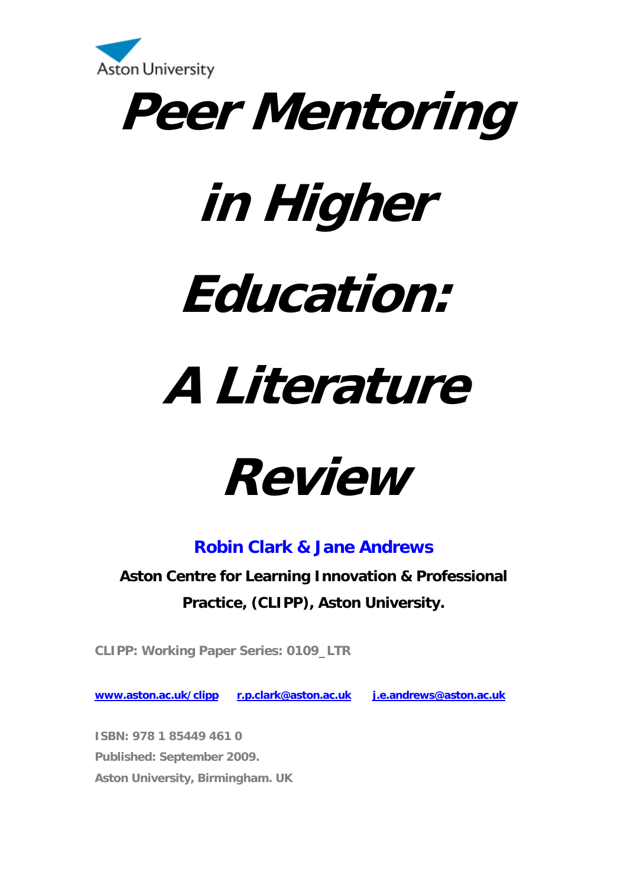Aston University

# Peer Mentoring in Higher Education: A Literature Review

**Robin Clark & Jane Andrews**

**Aston Centre for Learning Innovation & Professional Practice, (CLIPP), Aston University.**

**CLIPP: Working Paper Series: 0109_LTR**

www.aston.ac.uk/clipp r.p.clark@aston.ac.uk j.e.andrews@aston.ac.uk

**ISBN: 978 1 85449 461 0**
**Published: September 2009.**
**Aston University, Birmingham. UK**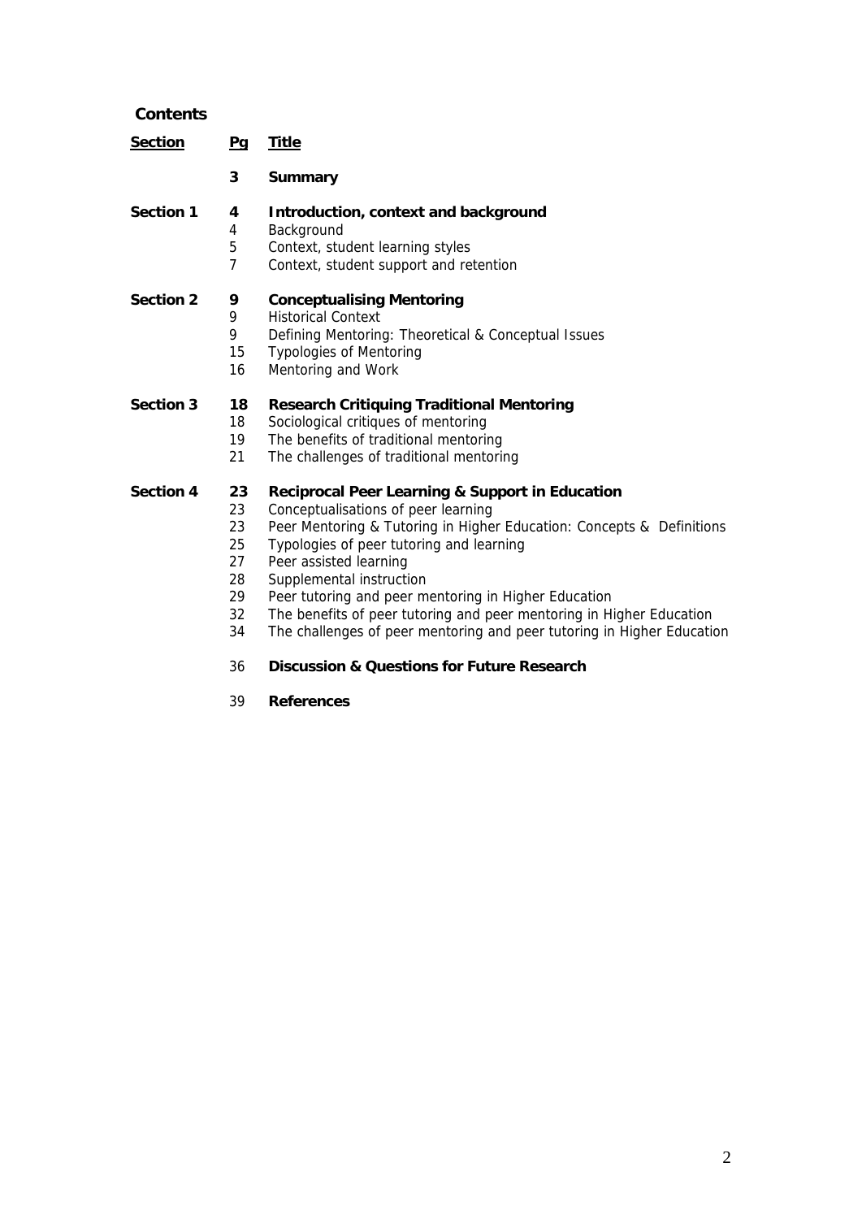## Contents

| Section | Pg | Title |
|---|---|---|
| | 3 | **Summary** |
| **Section 1** | **4** | **Introduction, context and background** |
| | 4 | Background |
| | 5 | Context, student learning styles |
| | 7 | Context, student support and retention |
| **Section 2** | **9** | **Conceptualising Mentoring** |
| | 9 | Historical Context |
| | 9 | Defining Mentoring: Theoretical & Conceptual Issues |
| | 15 | Typologies of Mentoring |
| | 16 | Mentoring and Work |
| **Section 3** | **18** | **Research Critiquing Traditional Mentoring** |
| | 18 | Sociological critiques of mentoring |
| | 19 | The benefits of traditional mentoring |
| | 21 | The challenges of traditional mentoring |
| **Section 4** | **23** | **Reciprocal Peer Learning & Support in Education** |
| | 23 | Conceptualisations of peer learning |
| | 23 | Peer Mentoring & Tutoring in Higher Education: Concepts & Definitions |
| | 25 | Typologies of peer tutoring and learning |
| | 27 | Peer assisted learning |
| | 28 | Supplemental instruction |
| | 29 | Peer tutoring and peer mentoring in Higher Education |
| | 32 | The benefits of peer tutoring and peer mentoring in Higher Education |
| | 34 | The challenges of peer mentoring and peer tutoring in Higher Education |
| | 36 | **Discussion & Questions for Future Research** |
| | 39 | **References** |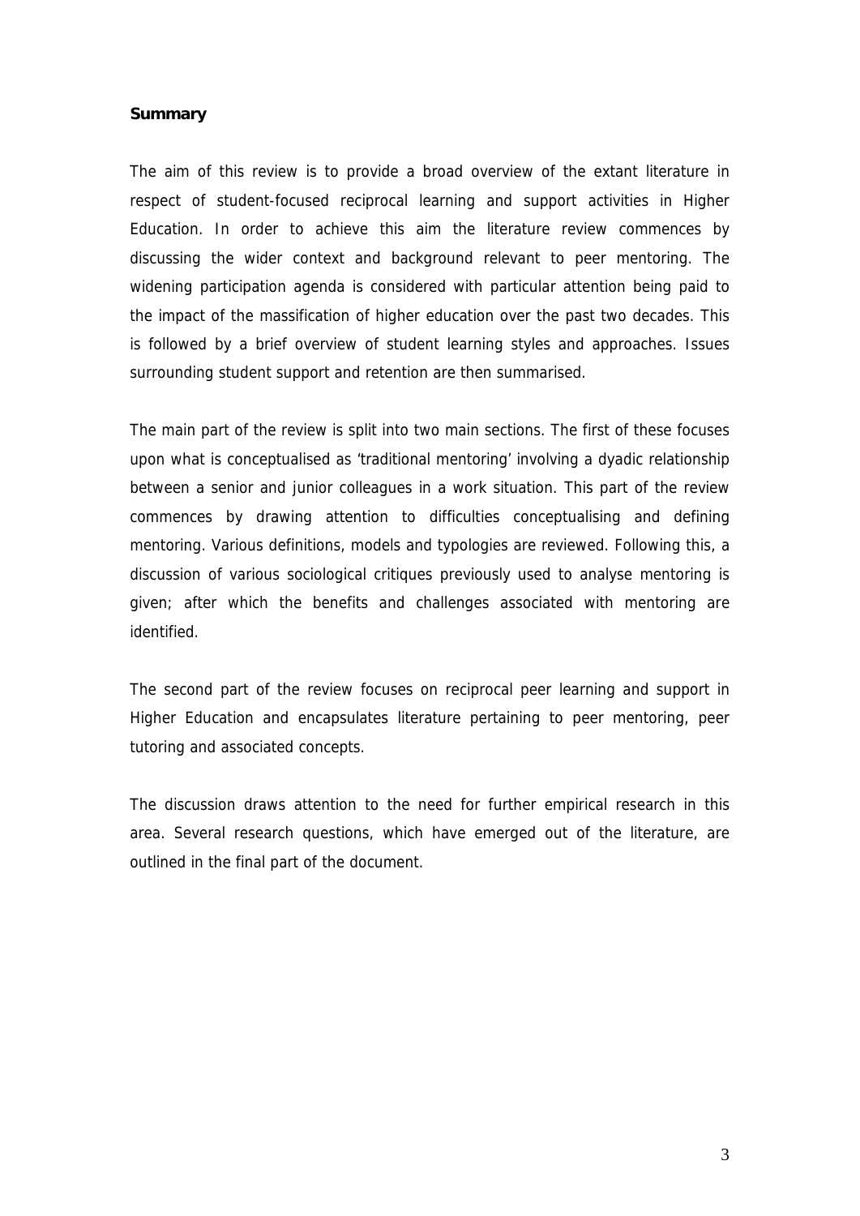**Summary**

The aim of this review is to provide a broad overview of the extant literature in respect of student-focused reciprocal learning and support activities in Higher Education. In order to achieve this aim the literature review commences by discussing the wider context and background relevant to peer mentoring. The widening participation agenda is considered with particular attention being paid to the impact of the massification of higher education over the past two decades. This is followed by a brief overview of student learning styles and approaches. Issues surrounding student support and retention are then summarised.

The main part of the review is split into two main sections. The first of these focuses upon what is conceptualised as 'traditional mentoring' involving a dyadic relationship between a senior and junior colleagues in a work situation. This part of the review commences by drawing attention to difficulties conceptualising and defining mentoring. Various definitions, models and typologies are reviewed. Following this, a discussion of various sociological critiques previously used to analyse mentoring is given; after which the benefits and challenges associated with mentoring are identified.

The second part of the review focuses on reciprocal peer learning and support in Higher Education and encapsulates literature pertaining to peer mentoring, peer tutoring and associated concepts.

The discussion draws attention to the need for further empirical research in this area. Several research questions, which have emerged out of the literature, are outlined in the final part of the document.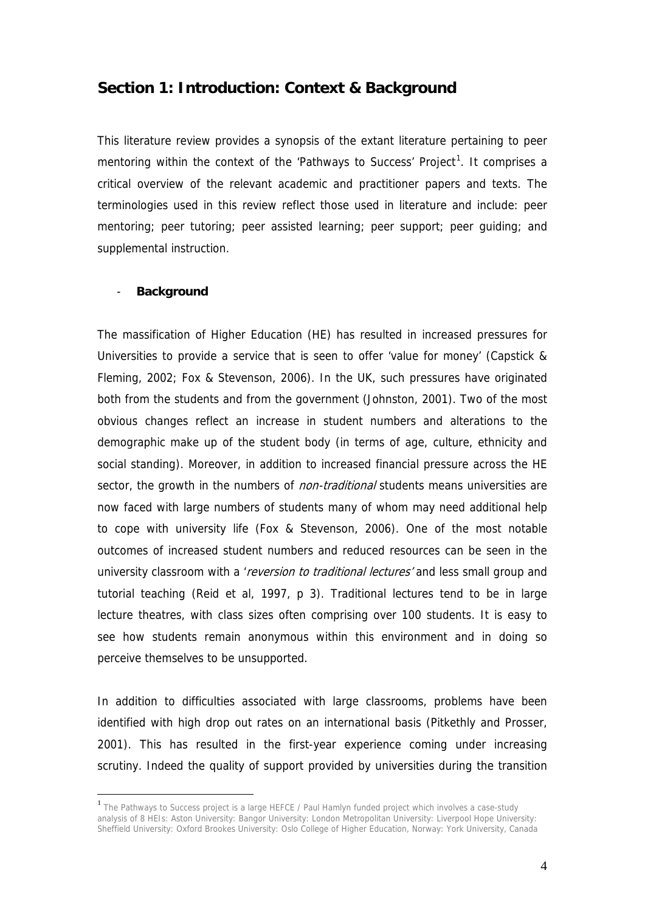## Section 1: Introduction: Context & Background

This literature review provides a synopsis of the extant literature pertaining to peer mentoring within the context of the 'Pathways to Success' Project[1]. It comprises a critical overview of the relevant academic and practitioner papers and texts. The terminologies used in this review reflect those used in literature and include: peer mentoring; peer tutoring; peer assisted learning; peer support; peer guiding; and supplemental instruction.

- **Background**

The massification of Higher Education (HE) has resulted in increased pressures for Universities to provide a service that is seen to offer 'value for money' (Capstick & Fleming, 2002; Fox & Stevenson, 2006). In the UK, such pressures have originated both from the students and from the government (Johnston, 2001). Two of the most obvious changes reflect an increase in student numbers and alterations to the demographic make up of the student body (in terms of age, culture, ethnicity and social standing). Moreover, in addition to increased financial pressure across the HE sector, the growth in the numbers of *non-traditional* students means universities are now faced with large numbers of students many of whom may need additional help to cope with university life (Fox & Stevenson, 2006). One of the most notable outcomes of increased student numbers and reduced resources can be seen in the university classroom with a '*reversion to traditional lectures'* and less small group and tutorial teaching (Reid et al, 1997, p 3). Traditional lectures tend to be in large lecture theatres, with class sizes often comprising over 100 students. It is easy to see how students remain anonymous within this environment and in doing so perceive themselves to be unsupported.

In addition to difficulties associated with large classrooms, problems have been identified with high drop out rates on an international basis (Pitkethly and Prosser, 2001). This has resulted in the first-year experience coming under increasing scrutiny. Indeed the quality of support provided by universities during the transition

[1] The Pathways to Success project is a large HEFCE / Paul Hamlyn funded project which involves a case-study analysis of 8 HEIs: Aston University: Bangor University: London Metropolitan University: Liverpool Hope University: Sheffield University: Oxford Brookes University: Oslo College of Higher Education, Norway: York University, Canada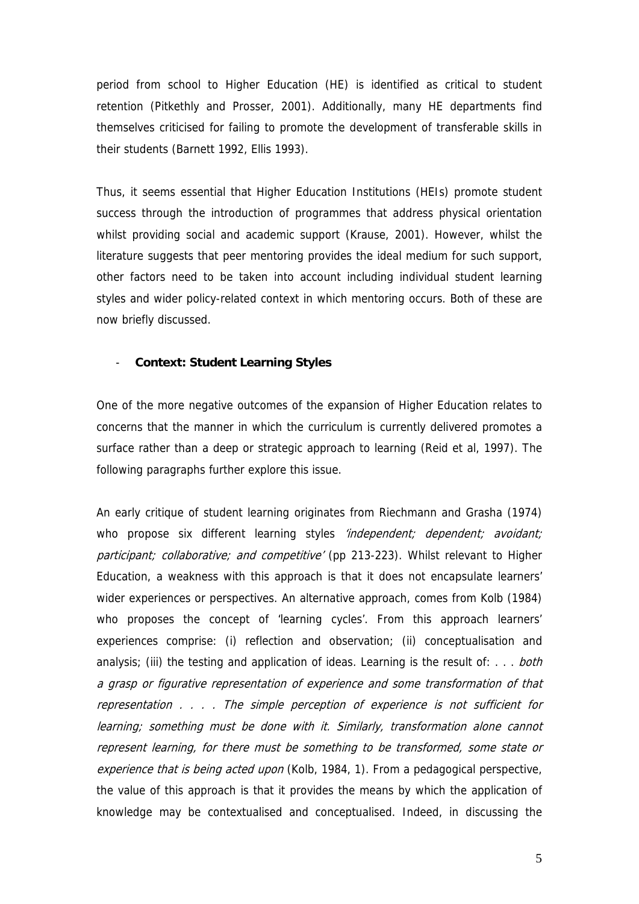period from school to Higher Education (HE) is identified as critical to student retention (Pitkethly and Prosser, 2001). Additionally, many HE departments find themselves criticised for failing to promote the development of transferable skills in their students (Barnett 1992, Ellis 1993).

Thus, it seems essential that Higher Education Institutions (HEIs) promote student success through the introduction of programmes that address physical orientation whilst providing social and academic support (Krause, 2001). However, whilst the literature suggests that peer mentoring provides the ideal medium for such support, other factors need to be taken into account including individual student learning styles and wider policy-related context in which mentoring occurs. Both of these are now briefly discussed.

- **Context: Student Learning Styles**

One of the more negative outcomes of the expansion of Higher Education relates to concerns that the manner in which the curriculum is currently delivered promotes a surface rather than a deep or strategic approach to learning (Reid et al, 1997). The following paragraphs further explore this issue.

An early critique of student learning originates from Riechmann and Grasha (1974) who propose six different learning styles *'independent; dependent; avoidant; participant; collaborative; and competitive'* (pp 213-223). Whilst relevant to Higher Education, a weakness with this approach is that it does not encapsulate learners' wider experiences or perspectives. An alternative approach, comes from Kolb (1984) who proposes the concept of 'learning cycles'. From this approach learners' experiences comprise: (i) reflection and observation; (ii) conceptualisation and analysis; (iii) the testing and application of ideas. Learning is the result of: . . . *both a grasp or figurative representation of experience and some transformation of that representation . . . . The simple perception of experience is not sufficient for learning; something must be done with it. Similarly, transformation alone cannot represent learning, for there must be something to be transformed, some state or experience that is being acted upon* (Kolb, 1984, 1). From a pedagogical perspective, the value of this approach is that it provides the means by which the application of knowledge may be contextualised and conceptualised. Indeed, in discussing the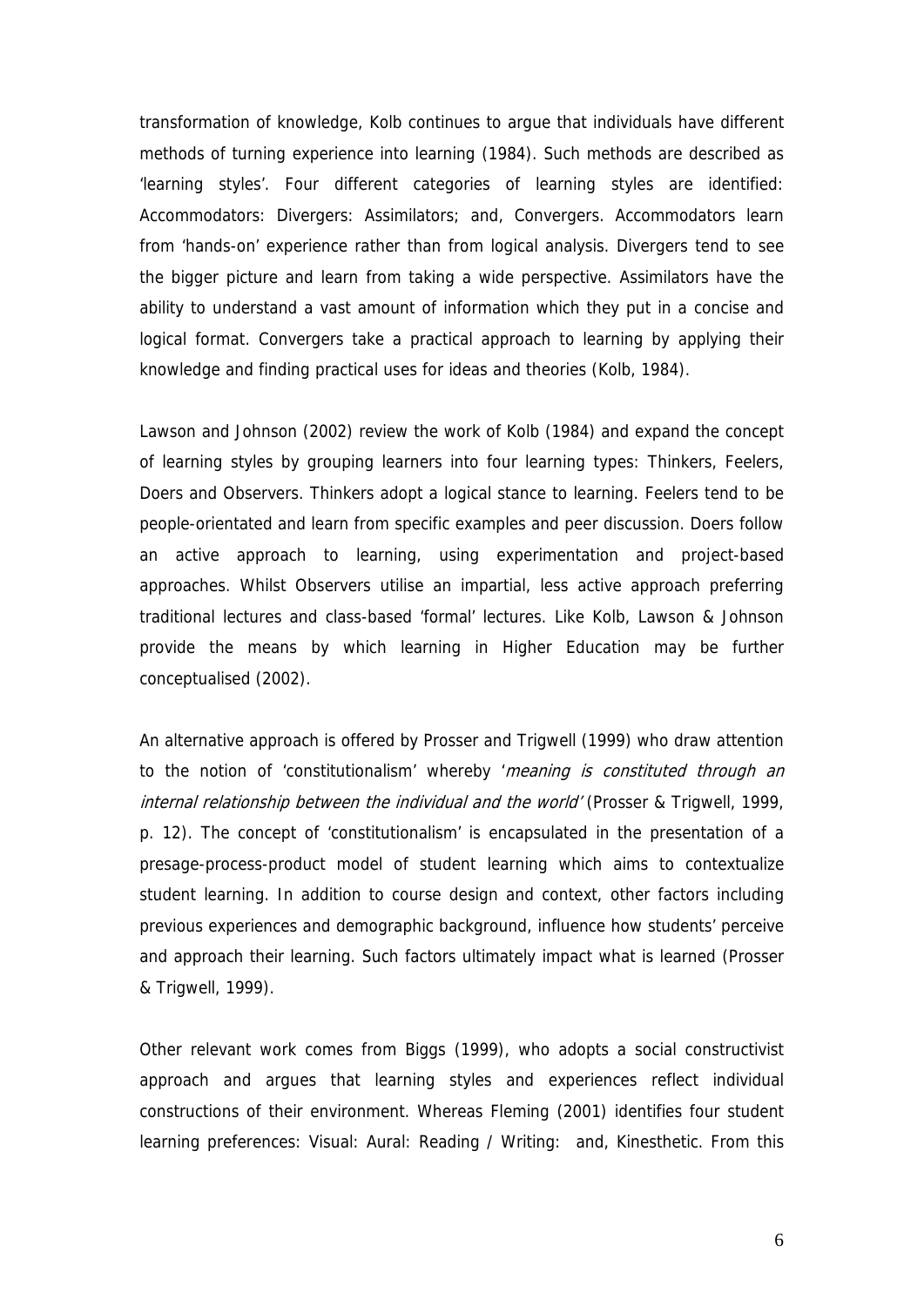transformation of knowledge, Kolb continues to argue that individuals have different methods of turning experience into learning (1984). Such methods are described as 'learning styles'. Four different categories of learning styles are identified: Accommodators: Divergers: Assimilators; and, Convergers. Accommodators learn from 'hands-on' experience rather than from logical analysis. Divergers tend to see the bigger picture and learn from taking a wide perspective. Assimilators have the ability to understand a vast amount of information which they put in a concise and logical format. Convergers take a practical approach to learning by applying their knowledge and finding practical uses for ideas and theories (Kolb, 1984).

Lawson and Johnson (2002) review the work of Kolb (1984) and expand the concept of learning styles by grouping learners into four learning types: Thinkers, Feelers, Doers and Observers. Thinkers adopt a logical stance to learning. Feelers tend to be people-orientated and learn from specific examples and peer discussion. Doers follow an active approach to learning, using experimentation and project-based approaches. Whilst Observers utilise an impartial, less active approach preferring traditional lectures and class-based 'formal' lectures. Like Kolb, Lawson & Johnson provide the means by which learning in Higher Education may be further conceptualised (2002).

An alternative approach is offered by Prosser and Trigwell (1999) who draw attention to the notion of 'constitutionalism' whereby '*meaning is constituted through an internal relationship between the individual and the world*' (Prosser & Trigwell, 1999, p. 12). The concept of 'constitutionalism' is encapsulated in the presentation of a presage-process-product model of student learning which aims to contextualize student learning. In addition to course design and context, other factors including previous experiences and demographic background, influence how students' perceive and approach their learning. Such factors ultimately impact what is learned (Prosser & Trigwell, 1999).

Other relevant work comes from Biggs (1999), who adopts a social constructivist approach and argues that learning styles and experiences reflect individual constructions of their environment. Whereas Fleming (2001) identifies four student learning preferences: Visual: Aural: Reading / Writing: and, Kinesthetic. From this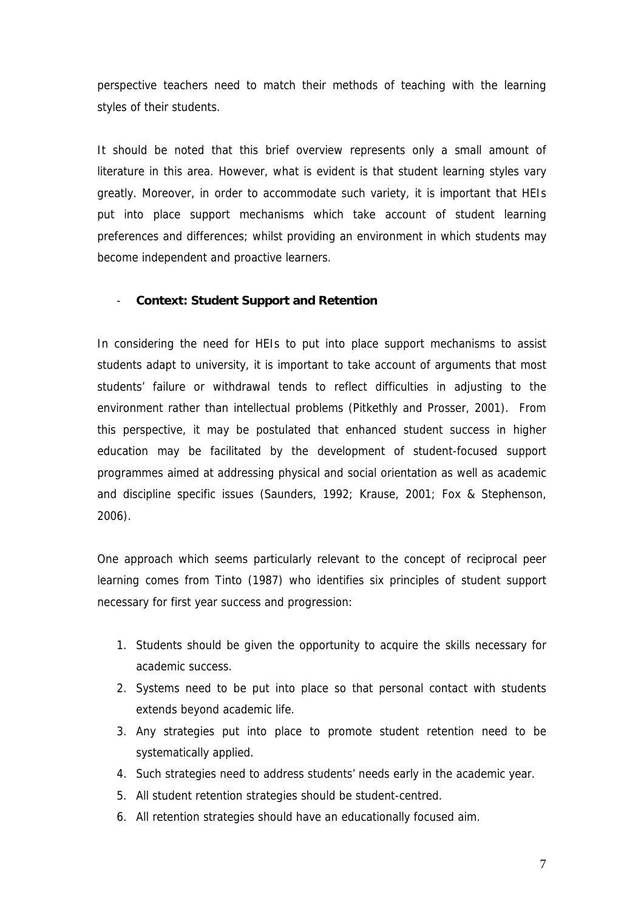perspective teachers need to match their methods of teaching with the learning styles of their students.

It should be noted that this brief overview represents only a small amount of literature in this area. However, what is evident is that student learning styles vary greatly. Moreover, in order to accommodate such variety, it is important that HEIs put into place support mechanisms which take account of student learning preferences and differences; whilst providing an environment in which students may become independent and proactive learners.

- **Context: Student Support and Retention**

In considering the need for HEIs to put into place support mechanisms to assist students adapt to university, it is important to take account of arguments that most students' failure or withdrawal tends to reflect difficulties in adjusting to the environment rather than intellectual problems (Pitkethly and Prosser, 2001). From this perspective, it may be postulated that enhanced student success in higher education may be facilitated by the development of student-focused support programmes aimed at addressing physical and social orientation as well as academic and discipline specific issues (Saunders, 1992; Krause, 2001; Fox & Stephenson, 2006).

One approach which seems particularly relevant to the concept of reciprocal peer learning comes from Tinto (1987) who identifies six principles of student support necessary for first year success and progression:

1. Students should be given the opportunity to acquire the skills necessary for academic success.
2. Systems need to be put into place so that personal contact with students extends beyond academic life.
3. Any strategies put into place to promote student retention need to be systematically applied.
4. Such strategies need to address students' needs early in the academic year.
5. All student retention strategies should be student-centred.
6. All retention strategies should have an educationally focused aim.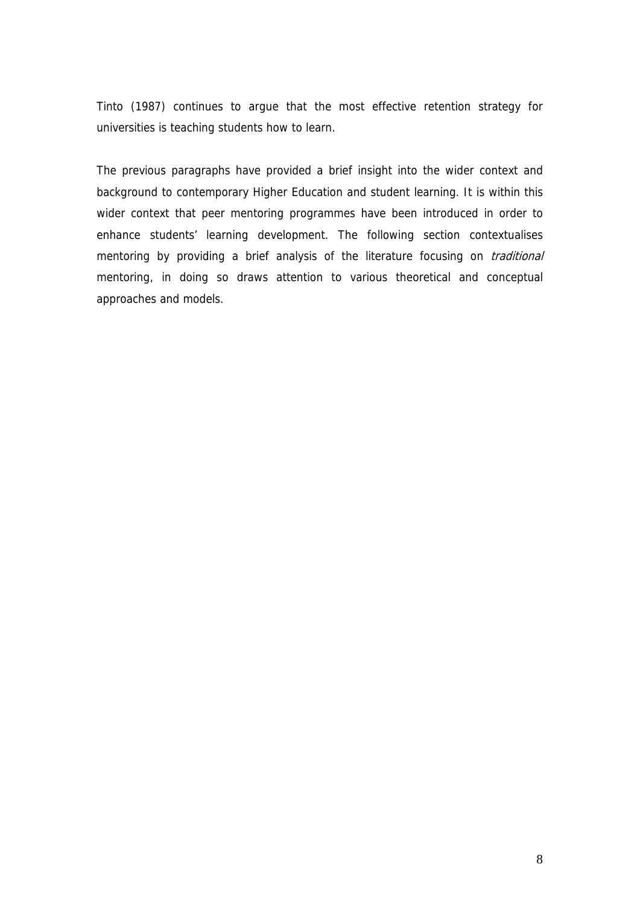Tinto (1987) continues to argue that the most effective retention strategy for universities is teaching students how to learn.

The previous paragraphs have provided a brief insight into the wider context and background to contemporary Higher Education and student learning. It is within this wider context that peer mentoring programmes have been introduced in order to enhance students' learning development. The following section contextualises mentoring by providing a brief analysis of the literature focusing on *traditional* mentoring, in doing so draws attention to various theoretical and conceptual approaches and models.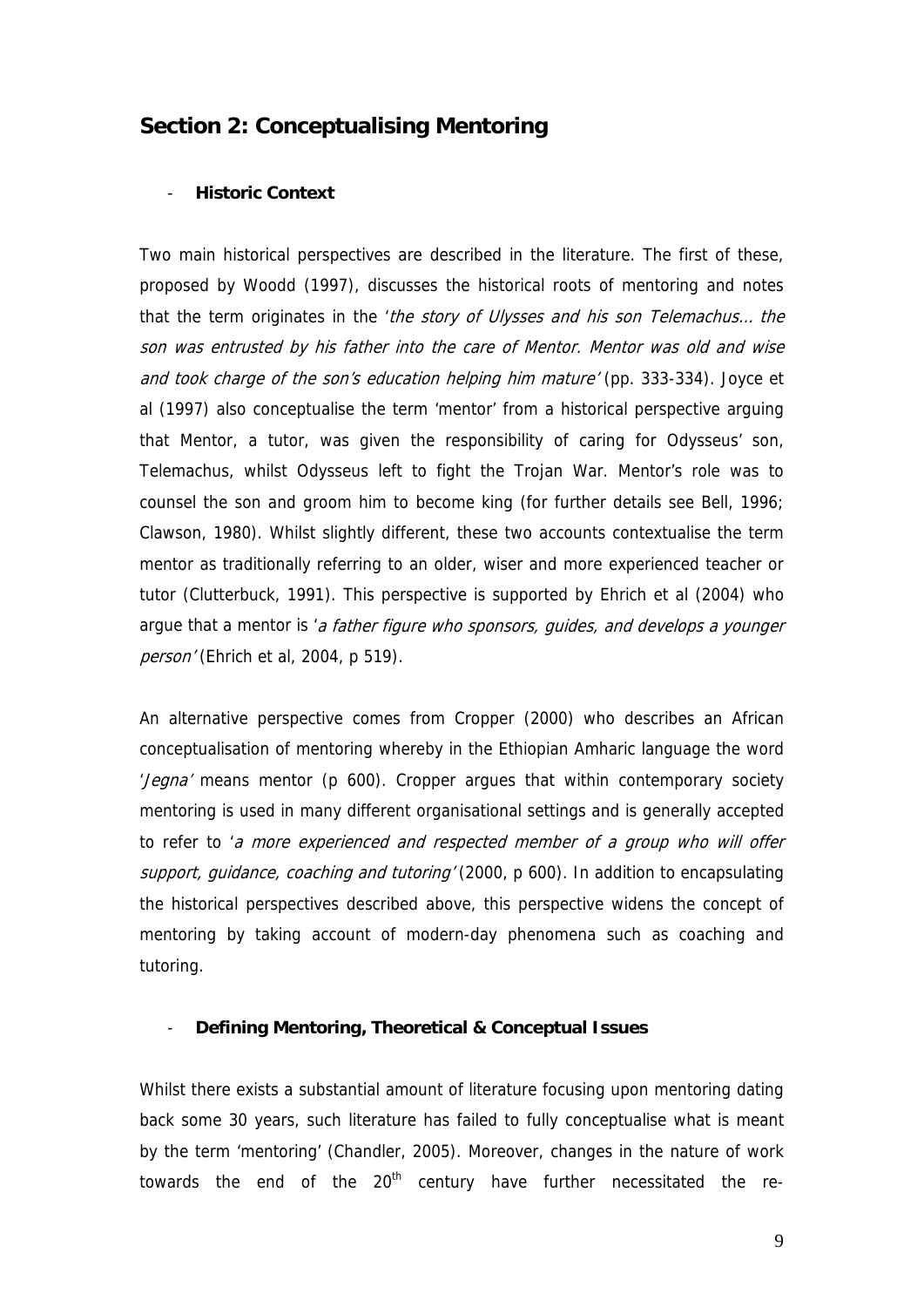## Section 2: Conceptualising Mentoring

- **Historic Context**

Two main historical perspectives are described in the literature. The first of these, proposed by Woodd (1997), discusses the historical roots of mentoring and notes that the term originates in the '*the story of Ulysses and his son Telemachus… the son was entrusted by his father into the care of Mentor. Mentor was old and wise and took charge of the son's education helping him mature*' (pp. 333-334). Joyce et al (1997) also conceptualise the term 'mentor' from a historical perspective arguing that Mentor, a tutor, was given the responsibility of caring for Odysseus' son, Telemachus, whilst Odysseus left to fight the Trojan War. Mentor's role was to counsel the son and groom him to become king (for further details see Bell, 1996; Clawson, 1980). Whilst slightly different, these two accounts contextualise the term mentor as traditionally referring to an older, wiser and more experienced teacher or tutor (Clutterbuck, 1991). This perspective is supported by Ehrich et al (2004) who argue that a mentor is '*a father figure who sponsors, guides, and develops a younger person*' (Ehrich et al, 2004, p 519).

An alternative perspective comes from Cropper (2000) who describes an African conceptualisation of mentoring whereby in the Ethiopian Amharic language the word '*Jegna*' means mentor (p 600). Cropper argues that within contemporary society mentoring is used in many different organisational settings and is generally accepted to refer to '*a more experienced and respected member of a group who will offer support, guidance, coaching and tutoring*' (2000, p 600). In addition to encapsulating the historical perspectives described above, this perspective widens the concept of mentoring by taking account of modern-day phenomena such as coaching and tutoring.

- **Defining Mentoring, Theoretical & Conceptual Issues**

Whilst there exists a substantial amount of literature focusing upon mentoring dating back some 30 years, such literature has failed to fully conceptualise what is meant by the term 'mentoring' (Chandler, 2005). Moreover, changes in the nature of work towards the end of the 20th century have further necessitated the re-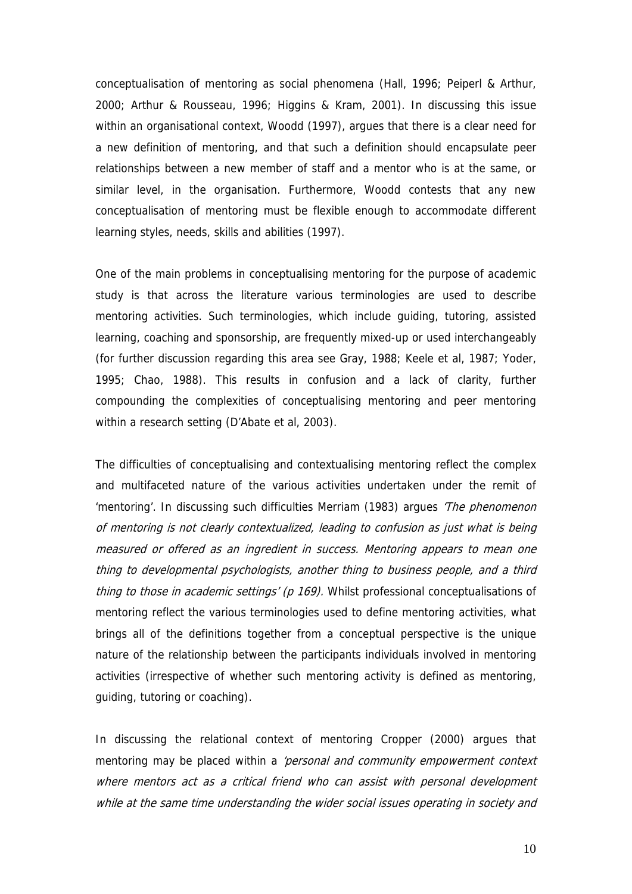conceptualisation of mentoring as social phenomena (Hall, 1996; Peiperl & Arthur, 2000; Arthur & Rousseau, 1996; Higgins & Kram, 2001). In discussing this issue within an organisational context, Woodd (1997), argues that there is a clear need for a new definition of mentoring, and that such a definition should encapsulate peer relationships between a new member of staff and a mentor who is at the same, or similar level, in the organisation. Furthermore, Woodd contests that any new conceptualisation of mentoring must be flexible enough to accommodate different learning styles, needs, skills and abilities (1997).

One of the main problems in conceptualising mentoring for the purpose of academic study is that across the literature various terminologies are used to describe mentoring activities. Such terminologies, which include guiding, tutoring, assisted learning, coaching and sponsorship, are frequently mixed-up or used interchangeably (for further discussion regarding this area see Gray, 1988; Keele et al, 1987; Yoder, 1995; Chao, 1988). This results in confusion and a lack of clarity, further compounding the complexities of conceptualising mentoring and peer mentoring within a research setting (D'Abate et al, 2003).

The difficulties of conceptualising and contextualising mentoring reflect the complex and multifaceted nature of the various activities undertaken under the remit of 'mentoring'. In discussing such difficulties Merriam (1983) argues *'The phenomenon of mentoring is not clearly contextualized, leading to confusion as just what is being measured or offered as an ingredient in success. Mentoring appears to mean one thing to developmental psychologists, another thing to business people, and a third thing to those in academic settings' (p 169).* Whilst professional conceptualisations of mentoring reflect the various terminologies used to define mentoring activities, what brings all of the definitions together from a conceptual perspective is the unique nature of the relationship between the participants individuals involved in mentoring activities (irrespective of whether such mentoring activity is defined as mentoring, guiding, tutoring or coaching).

In discussing the relational context of mentoring Cropper (2000) argues that mentoring may be placed within a *'personal and community empowerment context where mentors act as a critical friend who can assist with personal development while at the same time understanding the wider social issues operating in society and*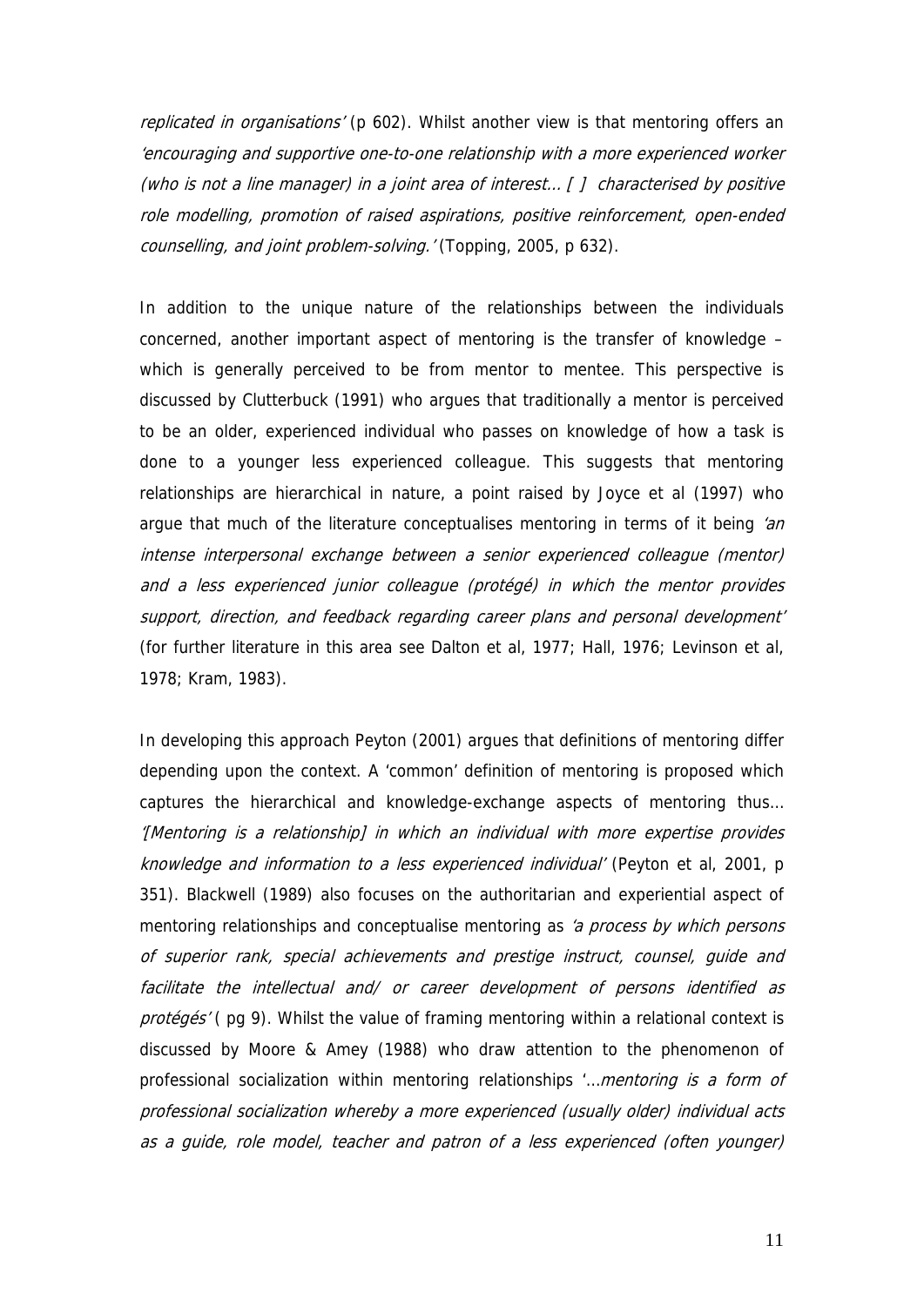*replicated in organisations'* (p 602). Whilst another view is that mentoring offers an *'encouraging and supportive one-to-one relationship with a more experienced worker (who is not a line manager) in a joint area of interest… [ ] characterised by positive role modelling, promotion of raised aspirations, positive reinforcement, open-ended counselling, and joint problem-solving.'* (Topping, 2005, p 632).

In addition to the unique nature of the relationships between the individuals concerned, another important aspect of mentoring is the transfer of knowledge – which is generally perceived to be from mentor to mentee. This perspective is discussed by Clutterbuck (1991) who argues that traditionally a mentor is perceived to be an older, experienced individual who passes on knowledge of how a task is done to a younger less experienced colleague. This suggests that mentoring relationships are hierarchical in nature, a point raised by Joyce et al (1997) who argue that much of the literature conceptualises mentoring in terms of it being *'an intense interpersonal exchange between a senior experienced colleague (mentor) and a less experienced junior colleague (protégé) in which the mentor provides support, direction, and feedback regarding career plans and personal development'* (for further literature in this area see Dalton et al, 1977; Hall, 1976; Levinson et al, 1978; Kram, 1983).

In developing this approach Peyton (2001) argues that definitions of mentoring differ depending upon the context. A 'common' definition of mentoring is proposed which captures the hierarchical and knowledge-exchange aspects of mentoring thus… *'[Mentoring is a relationship] in which an individual with more expertise provides knowledge and information to a less experienced individual'* (Peyton et al, 2001, p 351). Blackwell (1989) also focuses on the authoritarian and experiential aspect of mentoring relationships and conceptualise mentoring as *'a process by which persons of superior rank, special achievements and prestige instruct, counsel, guide and facilitate the intellectual and/ or career development of persons identified as protégés'* ( pg 9). Whilst the value of framing mentoring within a relational context is discussed by Moore & Amey (1988) who draw attention to the phenomenon of professional socialization within mentoring relationships '*…mentoring is a form of professional socialization whereby a more experienced (usually older) individual acts as a guide, role model, teacher and patron of a less experienced (often younger)*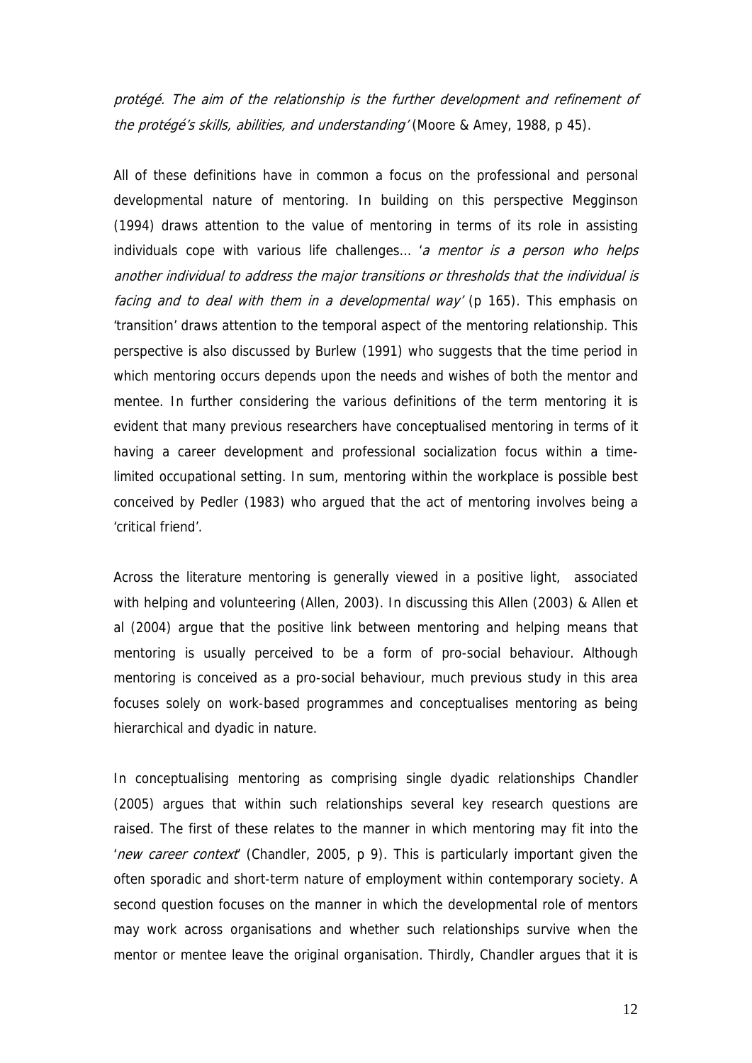*protégé. The aim of the relationship is the further development and refinement of the protégé's skills, abilities, and understanding'* (Moore & Amey, 1988, p 45).

All of these definitions have in common a focus on the professional and personal developmental nature of mentoring. In building on this perspective Megginson (1994) draws attention to the value of mentoring in terms of its role in assisting individuals cope with various life challenges… '*a mentor is a person who helps another individual to address the major transitions or thresholds that the individual is facing and to deal with them in a developmental way'* (p 165). This emphasis on 'transition' draws attention to the temporal aspect of the mentoring relationship. This perspective is also discussed by Burlew (1991) who suggests that the time period in which mentoring occurs depends upon the needs and wishes of both the mentor and mentee. In further considering the various definitions of the term mentoring it is evident that many previous researchers have conceptualised mentoring in terms of it having a career development and professional socialization focus within a time-limited occupational setting. In sum, mentoring within the workplace is possible best conceived by Pedler (1983) who argued that the act of mentoring involves being a 'critical friend'.

Across the literature mentoring is generally viewed in a positive light, associated with helping and volunteering (Allen, 2003). In discussing this Allen (2003) & Allen et al (2004) argue that the positive link between mentoring and helping means that mentoring is usually perceived to be a form of pro-social behaviour. Although mentoring is conceived as a pro-social behaviour, much previous study in this area focuses solely on work-based programmes and conceptualises mentoring as being hierarchical and dyadic in nature.

In conceptualising mentoring as comprising single dyadic relationships Chandler (2005) argues that within such relationships several key research questions are raised. The first of these relates to the manner in which mentoring may fit into the '*new career context*' (Chandler, 2005, p 9). This is particularly important given the often sporadic and short-term nature of employment within contemporary society. A second question focuses on the manner in which the developmental role of mentors may work across organisations and whether such relationships survive when the mentor or mentee leave the original organisation. Thirdly, Chandler argues that it is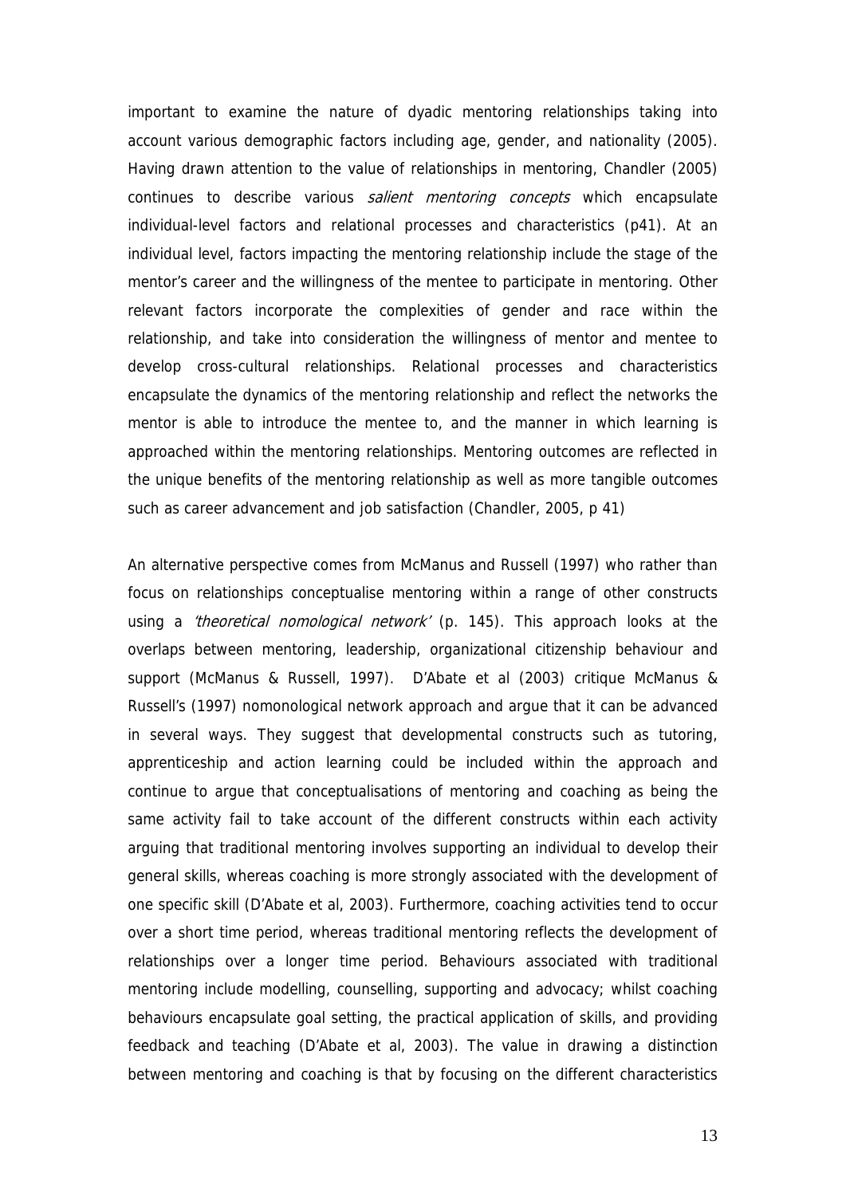important to examine the nature of dyadic mentoring relationships taking into account various demographic factors including age, gender, and nationality (2005). Having drawn attention to the value of relationships in mentoring, Chandler (2005) continues to describe various *salient mentoring concepts* which encapsulate individual-level factors and relational processes and characteristics (p41). At an individual level, factors impacting the mentoring relationship include the stage of the mentor's career and the willingness of the mentee to participate in mentoring. Other relevant factors incorporate the complexities of gender and race within the relationship, and take into consideration the willingness of mentor and mentee to develop cross-cultural relationships. Relational processes and characteristics encapsulate the dynamics of the mentoring relationship and reflect the networks the mentor is able to introduce the mentee to, and the manner in which learning is approached within the mentoring relationships. Mentoring outcomes are reflected in the unique benefits of the mentoring relationship as well as more tangible outcomes such as career advancement and job satisfaction (Chandler, 2005, p 41)

An alternative perspective comes from McManus and Russell (1997) who rather than focus on relationships conceptualise mentoring within a range of other constructs using a *'theoretical nomological network'* (p. 145). This approach looks at the overlaps between mentoring, leadership, organizational citizenship behaviour and support (McManus & Russell, 1997). D'Abate et al (2003) critique McManus & Russell's (1997) nomonological network approach and argue that it can be advanced in several ways. They suggest that developmental constructs such as tutoring, apprenticeship and action learning could be included within the approach and continue to argue that conceptualisations of mentoring and coaching as being the same activity fail to take account of the different constructs within each activity arguing that traditional mentoring involves supporting an individual to develop their general skills, whereas coaching is more strongly associated with the development of one specific skill (D'Abate et al, 2003). Furthermore, coaching activities tend to occur over a short time period, whereas traditional mentoring reflects the development of relationships over a longer time period. Behaviours associated with traditional mentoring include modelling, counselling, supporting and advocacy; whilst coaching behaviours encapsulate goal setting, the practical application of skills, and providing feedback and teaching (D'Abate et al, 2003). The value in drawing a distinction between mentoring and coaching is that by focusing on the different characteristics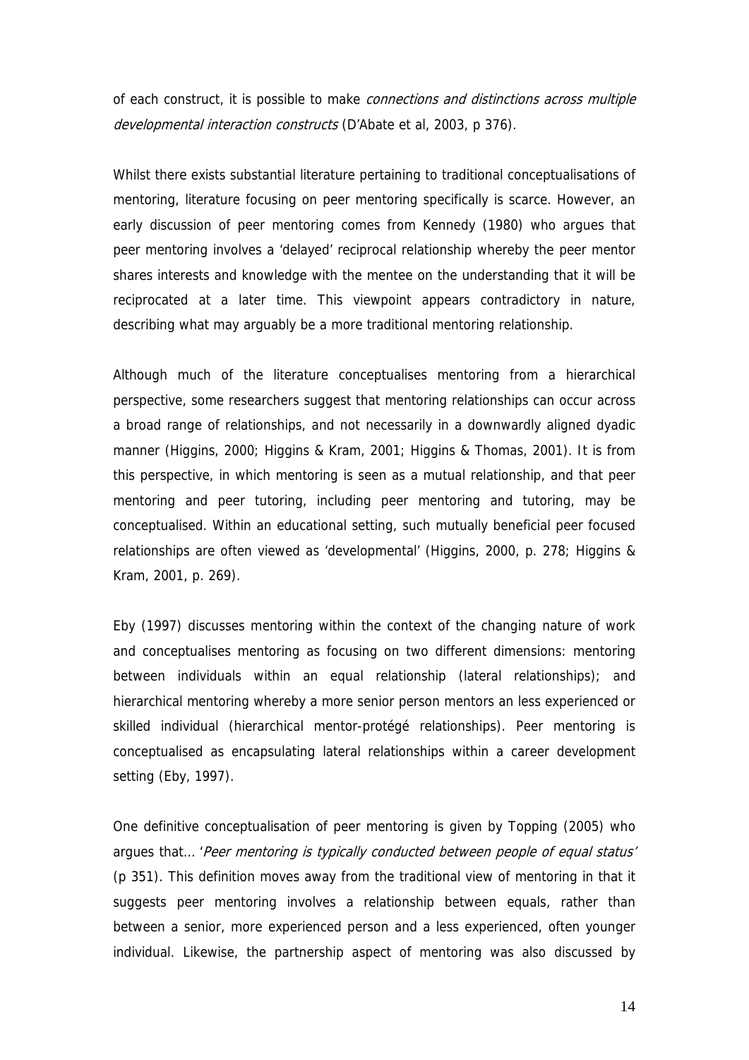of each construct, it is possible to make *connections and distinctions across multiple developmental interaction constructs* (D'Abate et al, 2003, p 376).

Whilst there exists substantial literature pertaining to traditional conceptualisations of mentoring, literature focusing on peer mentoring specifically is scarce. However, an early discussion of peer mentoring comes from Kennedy (1980) who argues that peer mentoring involves a 'delayed' reciprocal relationship whereby the peer mentor shares interests and knowledge with the mentee on the understanding that it will be reciprocated at a later time. This viewpoint appears contradictory in nature, describing what may arguably be a more traditional mentoring relationship.

Although much of the literature conceptualises mentoring from a hierarchical perspective, some researchers suggest that mentoring relationships can occur across a broad range of relationships, and not necessarily in a downwardly aligned dyadic manner (Higgins, 2000; Higgins & Kram, 2001; Higgins & Thomas, 2001). It is from this perspective, in which mentoring is seen as a mutual relationship, and that peer mentoring and peer tutoring, including peer mentoring and tutoring, may be conceptualised. Within an educational setting, such mutually beneficial peer focused relationships are often viewed as 'developmental' (Higgins, 2000, p. 278; Higgins & Kram, 2001, p. 269).

Eby (1997) discusses mentoring within the context of the changing nature of work and conceptualises mentoring as focusing on two different dimensions: mentoring between individuals within an equal relationship (lateral relationships); and hierarchical mentoring whereby a more senior person mentors an less experienced or skilled individual (hierarchical mentor-protégé relationships). Peer mentoring is conceptualised as encapsulating lateral relationships within a career development setting (Eby, 1997).

One definitive conceptualisation of peer mentoring is given by Topping (2005) who argues that... '*Peer mentoring is typically conducted between people of equal status*' (p 351). This definition moves away from the traditional view of mentoring in that it suggests peer mentoring involves a relationship between equals, rather than between a senior, more experienced person and a less experienced, often younger individual. Likewise, the partnership aspect of mentoring was also discussed by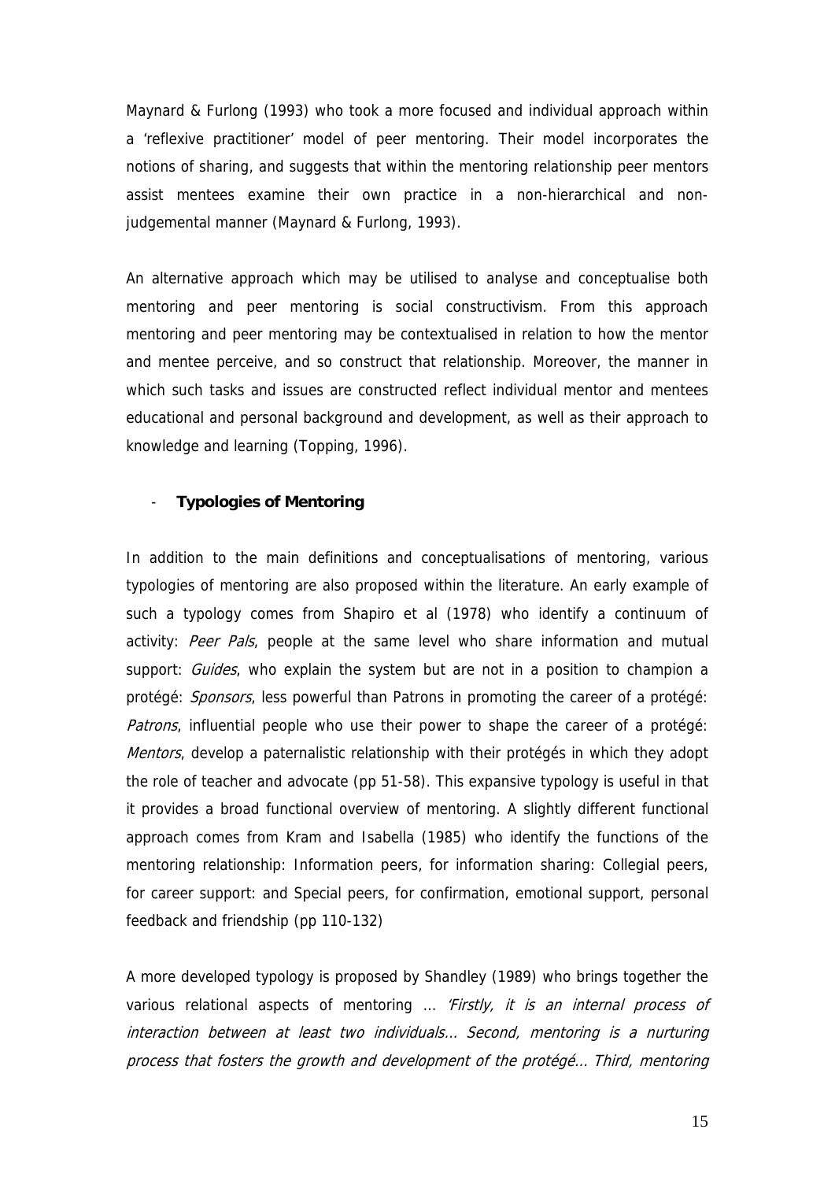Maynard & Furlong (1993) who took a more focused and individual approach within a 'reflexive practitioner' model of peer mentoring. Their model incorporates the notions of sharing, and suggests that within the mentoring relationship peer mentors assist mentees examine their own practice in a non-hierarchical and non-judgemental manner (Maynard & Furlong, 1993).

An alternative approach which may be utilised to analyse and conceptualise both mentoring and peer mentoring is social constructivism. From this approach mentoring and peer mentoring may be contextualised in relation to how the mentor and mentee perceive, and so construct that relationship. Moreover, the manner in which such tasks and issues are constructed reflect individual mentor and mentees educational and personal background and development, as well as their approach to knowledge and learning (Topping, 1996).

- **Typologies of Mentoring**

In addition to the main definitions and conceptualisations of mentoring, various typologies of mentoring are also proposed within the literature. An early example of such a typology comes from Shapiro et al (1978) who identify a continuum of activity: *Peer Pals*, people at the same level who share information and mutual support: *Guides*, who explain the system but are not in a position to champion a protégé: *Sponsors*, less powerful than Patrons in promoting the career of a protégé: *Patrons*, influential people who use their power to shape the career of a protégé: *Mentors*, develop a paternalistic relationship with their protégés in which they adopt the role of teacher and advocate (pp 51-58). This expansive typology is useful in that it provides a broad functional overview of mentoring. A slightly different functional approach comes from Kram and Isabella (1985) who identify the functions of the mentoring relationship: Information peers, for information sharing: Collegial peers, for career support: and Special peers, for confirmation, emotional support, personal feedback and friendship (pp 110-132)

A more developed typology is proposed by Shandley (1989) who brings together the various relational aspects of mentoring … *'Firstly, it is an internal process of interaction between at least two individuals… Second, mentoring is a nurturing process that fosters the growth and development of the protégé… Third, mentoring*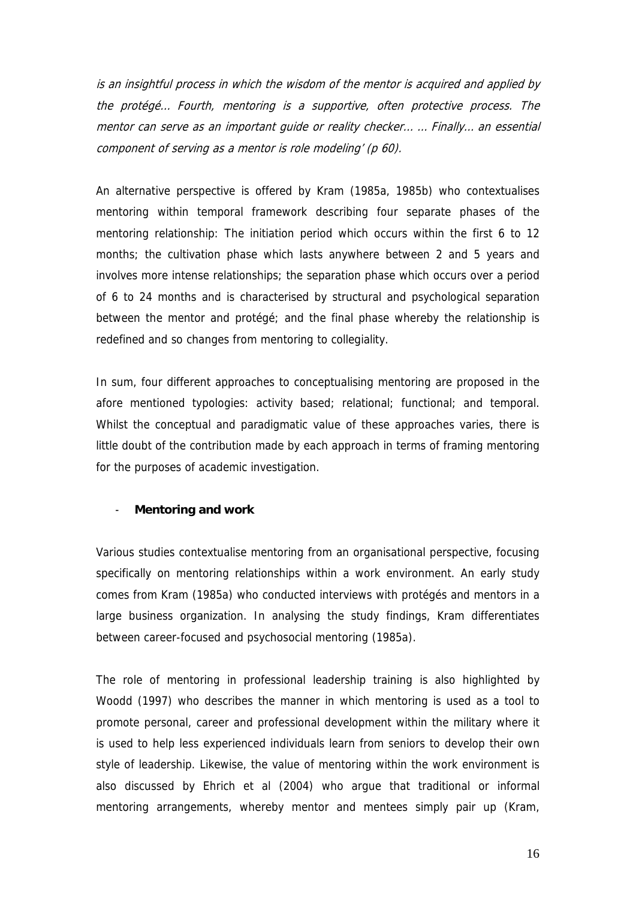*is an insightful process in which the wisdom of the mentor is acquired and applied by the protégé... Fourth, mentoring is a supportive, often protective process. The mentor can serve as an important guide or reality checker... ... Finally... an essential component of serving as a mentor is role modeling' (p 60).*

An alternative perspective is offered by Kram (1985a, 1985b) who contextualises mentoring within temporal framework describing four separate phases of the mentoring relationship: The initiation period which occurs within the first 6 to 12 months; the cultivation phase which lasts anywhere between 2 and 5 years and involves more intense relationships; the separation phase which occurs over a period of 6 to 24 months and is characterised by structural and psychological separation between the mentor and protégé; and the final phase whereby the relationship is redefined and so changes from mentoring to collegiality.

In sum, four different approaches to conceptualising mentoring are proposed in the afore mentioned typologies: activity based; relational; functional; and temporal. Whilst the conceptual and paradigmatic value of these approaches varies, there is little doubt of the contribution made by each approach in terms of framing mentoring for the purposes of academic investigation.

- **Mentoring and work**

Various studies contextualise mentoring from an organisational perspective, focusing specifically on mentoring relationships within a work environment. An early study comes from Kram (1985a) who conducted interviews with protégés and mentors in a large business organization. In analysing the study findings, Kram differentiates between career-focused and psychosocial mentoring (1985a).

The role of mentoring in professional leadership training is also highlighted by Woodd (1997) who describes the manner in which mentoring is used as a tool to promote personal, career and professional development within the military where it is used to help less experienced individuals learn from seniors to develop their own style of leadership. Likewise, the value of mentoring within the work environment is also discussed by Ehrich et al (2004) who argue that traditional or informal mentoring arrangements, whereby mentor and mentees simply pair up (Kram,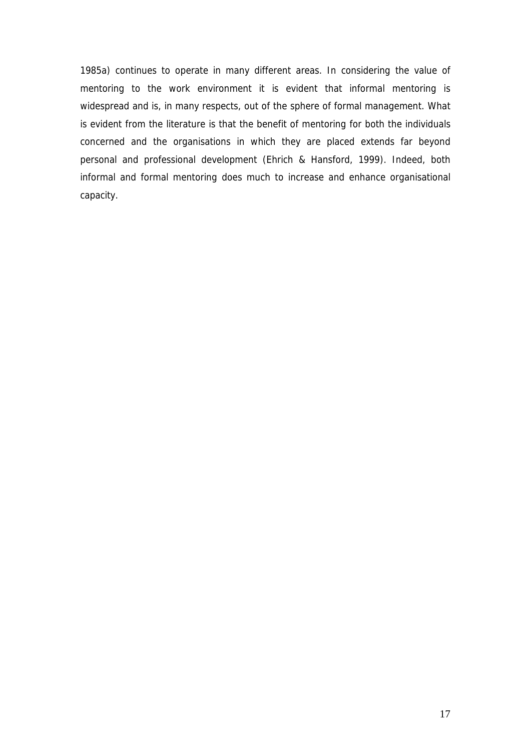1985a) continues to operate in many different areas. In considering the value of mentoring to the work environment it is evident that informal mentoring is widespread and is, in many respects, out of the sphere of formal management. What is evident from the literature is that the benefit of mentoring for both the individuals concerned and the organisations in which they are placed extends far beyond personal and professional development (Ehrich & Hansford, 1999). Indeed, both informal and formal mentoring does much to increase and enhance organisational capacity.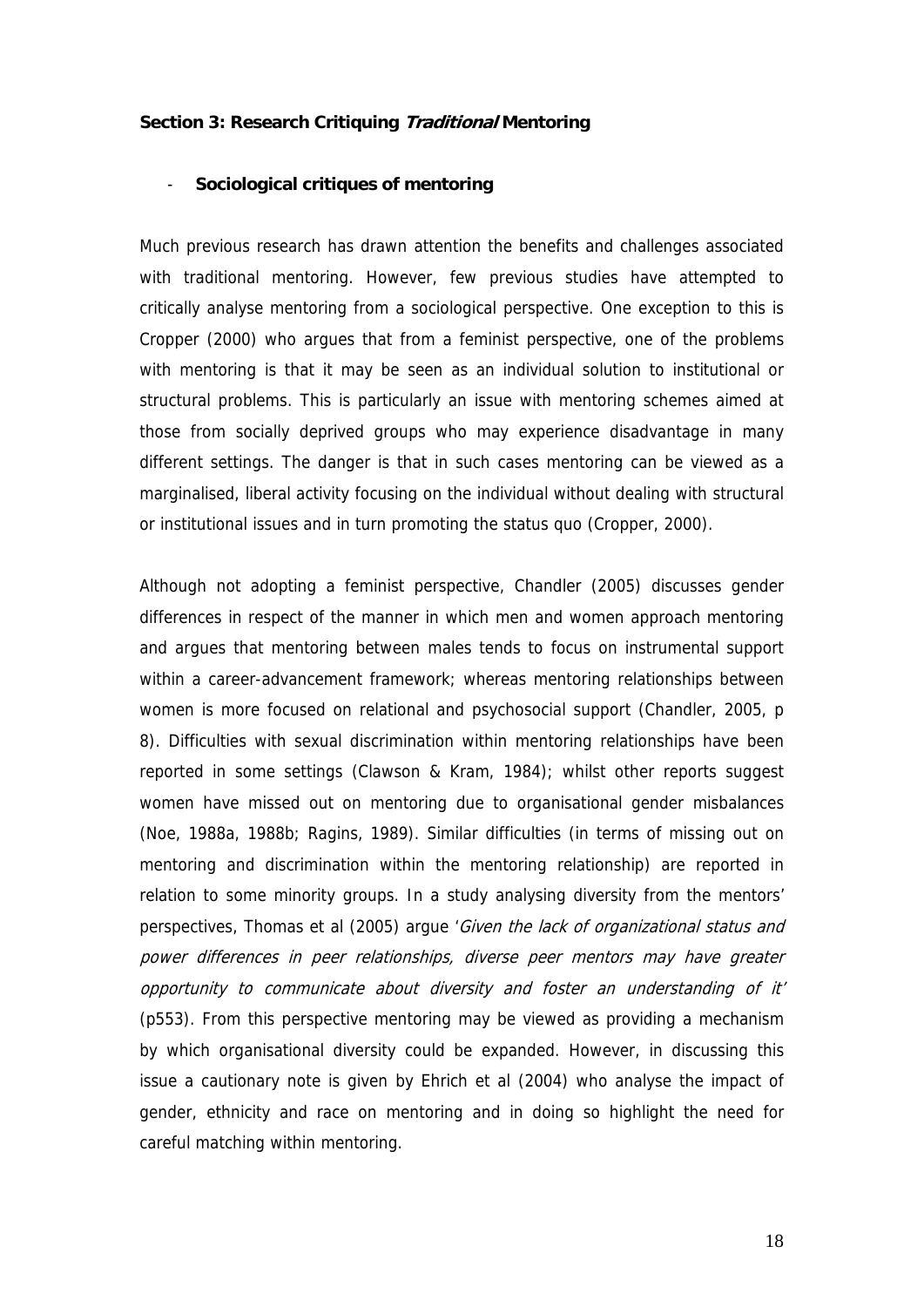## Section 3: Research Critiquing *Traditional* Mentoring

- **Sociological critiques of mentoring**

Much previous research has drawn attention the benefits and challenges associated with traditional mentoring. However, few previous studies have attempted to critically analyse mentoring from a sociological perspective. One exception to this is Cropper (2000) who argues that from a feminist perspective, one of the problems with mentoring is that it may be seen as an individual solution to institutional or structural problems. This is particularly an issue with mentoring schemes aimed at those from socially deprived groups who may experience disadvantage in many different settings. The danger is that in such cases mentoring can be viewed as a marginalised, liberal activity focusing on the individual without dealing with structural or institutional issues and in turn promoting the status quo (Cropper, 2000).

Although not adopting a feminist perspective, Chandler (2005) discusses gender differences in respect of the manner in which men and women approach mentoring and argues that mentoring between males tends to focus on instrumental support within a career-advancement framework; whereas mentoring relationships between women is more focused on relational and psychosocial support (Chandler, 2005, p 8). Difficulties with sexual discrimination within mentoring relationships have been reported in some settings (Clawson & Kram, 1984); whilst other reports suggest women have missed out on mentoring due to organisational gender misbalances (Noe, 1988a, 1988b; Ragins, 1989). Similar difficulties (in terms of missing out on mentoring and discrimination within the mentoring relationship) are reported in relation to some minority groups. In a study analysing diversity from the mentors' perspectives, Thomas et al (2005) argue '*Given the lack of organizational status and power differences in peer relationships, diverse peer mentors may have greater opportunity to communicate about diversity and foster an understanding of it*' (p553). From this perspective mentoring may be viewed as providing a mechanism by which organisational diversity could be expanded. However, in discussing this issue a cautionary note is given by Ehrich et al (2004) who analyse the impact of gender, ethnicity and race on mentoring and in doing so highlight the need for careful matching within mentoring.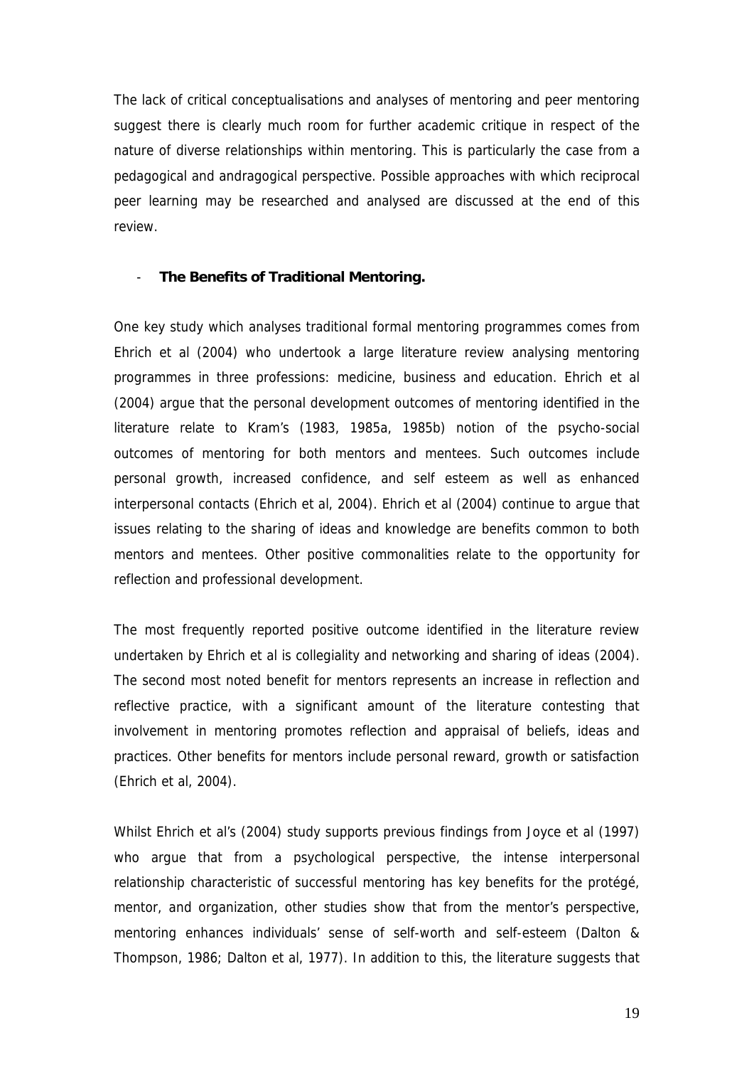The lack of critical conceptualisations and analyses of mentoring and peer mentoring suggest there is clearly much room for further academic critique in respect of the nature of diverse relationships within mentoring. This is particularly the case from a pedagogical and andragogical perspective. Possible approaches with which reciprocal peer learning may be researched and analysed are discussed at the end of this review.

- **The Benefits of Traditional Mentoring.**

One key study which analyses traditional formal mentoring programmes comes from Ehrich et al (2004) who undertook a large literature review analysing mentoring programmes in three professions: medicine, business and education. Ehrich et al (2004) argue that the personal development outcomes of mentoring identified in the literature relate to Kram's (1983, 1985a, 1985b) notion of the psycho-social outcomes of mentoring for both mentors and mentees. Such outcomes include personal growth, increased confidence, and self esteem as well as enhanced interpersonal contacts (Ehrich et al, 2004). Ehrich et al (2004) continue to argue that issues relating to the sharing of ideas and knowledge are benefits common to both mentors and mentees. Other positive commonalities relate to the opportunity for reflection and professional development.

The most frequently reported positive outcome identified in the literature review undertaken by Ehrich et al is collegiality and networking and sharing of ideas (2004). The second most noted benefit for mentors represents an increase in reflection and reflective practice, with a significant amount of the literature contesting that involvement in mentoring promotes reflection and appraisal of beliefs, ideas and practices. Other benefits for mentors include personal reward, growth or satisfaction (Ehrich et al, 2004).

Whilst Ehrich et al's (2004) study supports previous findings from Joyce et al (1997) who argue that from a psychological perspective, the intense interpersonal relationship characteristic of successful mentoring has key benefits for the protégé, mentor, and organization, other studies show that from the mentor's perspective, mentoring enhances individuals' sense of self-worth and self-esteem (Dalton & Thompson, 1986; Dalton et al, 1977). In addition to this, the literature suggests that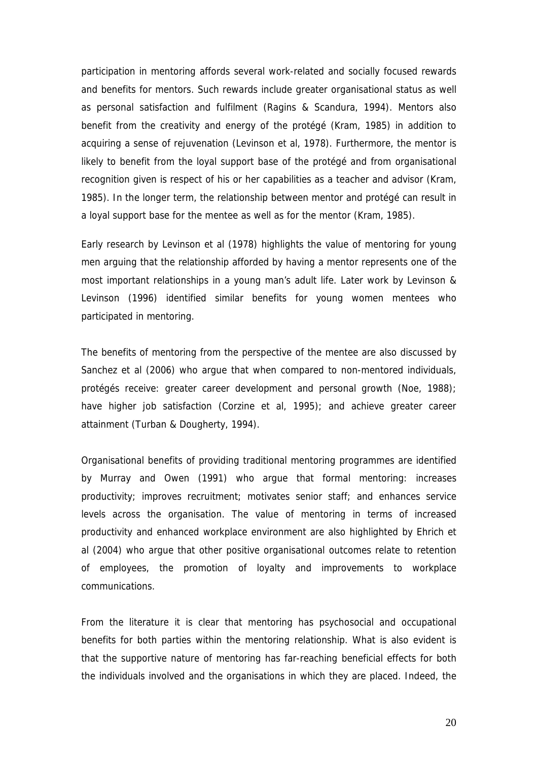participation in mentoring affords several work-related and socially focused rewards and benefits for mentors. Such rewards include greater organisational status as well as personal satisfaction and fulfilment (Ragins & Scandura, 1994). Mentors also benefit from the creativity and energy of the protégé (Kram, 1985) in addition to acquiring a sense of rejuvenation (Levinson et al, 1978). Furthermore, the mentor is likely to benefit from the loyal support base of the protégé and from organisational recognition given is respect of his or her capabilities as a teacher and advisor (Kram, 1985). In the longer term, the relationship between mentor and protégé can result in a loyal support base for the mentee as well as for the mentor (Kram, 1985).

Early research by Levinson et al (1978) highlights the value of mentoring for young men arguing that the relationship afforded by having a mentor represents one of the most important relationships in a young man's adult life. Later work by Levinson & Levinson (1996) identified similar benefits for young women mentees who participated in mentoring.

The benefits of mentoring from the perspective of the mentee are also discussed by Sanchez et al (2006) who argue that when compared to non-mentored individuals, protégés receive: greater career development and personal growth (Noe, 1988); have higher job satisfaction (Corzine et al, 1995); and achieve greater career attainment (Turban & Dougherty, 1994).

Organisational benefits of providing traditional mentoring programmes are identified by Murray and Owen (1991) who argue that formal mentoring: increases productivity; improves recruitment; motivates senior staff; and enhances service levels across the organisation. The value of mentoring in terms of increased productivity and enhanced workplace environment are also highlighted by Ehrich et al (2004) who argue that other positive organisational outcomes relate to retention of employees, the promotion of loyalty and improvements to workplace communications.

From the literature it is clear that mentoring has psychosocial and occupational benefits for both parties within the mentoring relationship. What is also evident is that the supportive nature of mentoring has far-reaching beneficial effects for both the individuals involved and the organisations in which they are placed. Indeed, the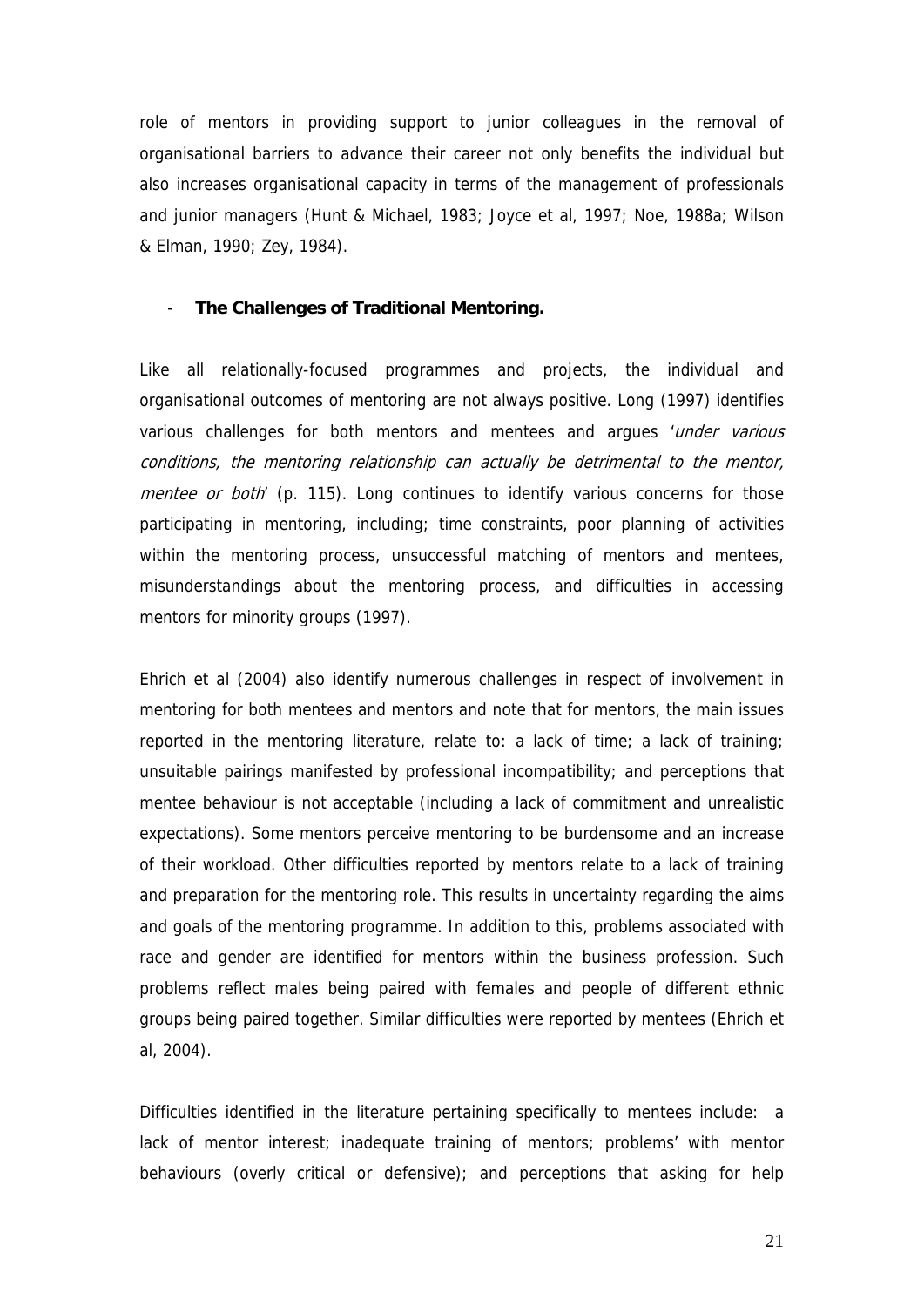role of mentors in providing support to junior colleagues in the removal of organisational barriers to advance their career not only benefits the individual but also increases organisational capacity in terms of the management of professionals and junior managers (Hunt & Michael, 1983; Joyce et al, 1997; Noe, 1988a; Wilson & Elman, 1990; Zey, 1984).

- **The Challenges of Traditional Mentoring.**

Like all relationally-focused programmes and projects, the individual and organisational outcomes of mentoring are not always positive. Long (1997) identifies various challenges for both mentors and mentees and argues '*under various conditions, the mentoring relationship can actually be detrimental to the mentor, mentee or both*' (p. 115). Long continues to identify various concerns for those participating in mentoring, including; time constraints, poor planning of activities within the mentoring process, unsuccessful matching of mentors and mentees, misunderstandings about the mentoring process, and difficulties in accessing mentors for minority groups (1997).

Ehrich et al (2004) also identify numerous challenges in respect of involvement in mentoring for both mentees and mentors and note that for mentors, the main issues reported in the mentoring literature, relate to: a lack of time; a lack of training; unsuitable pairings manifested by professional incompatibility; and perceptions that mentee behaviour is not acceptable (including a lack of commitment and unrealistic expectations). Some mentors perceive mentoring to be burdensome and an increase of their workload. Other difficulties reported by mentors relate to a lack of training and preparation for the mentoring role. This results in uncertainty regarding the aims and goals of the mentoring programme. In addition to this, problems associated with race and gender are identified for mentors within the business profession. Such problems reflect males being paired with females and people of different ethnic groups being paired together. Similar difficulties were reported by mentees (Ehrich et al, 2004).

Difficulties identified in the literature pertaining specifically to mentees include: a lack of mentor interest; inadequate training of mentors; problems' with mentor behaviours (overly critical or defensive); and perceptions that asking for help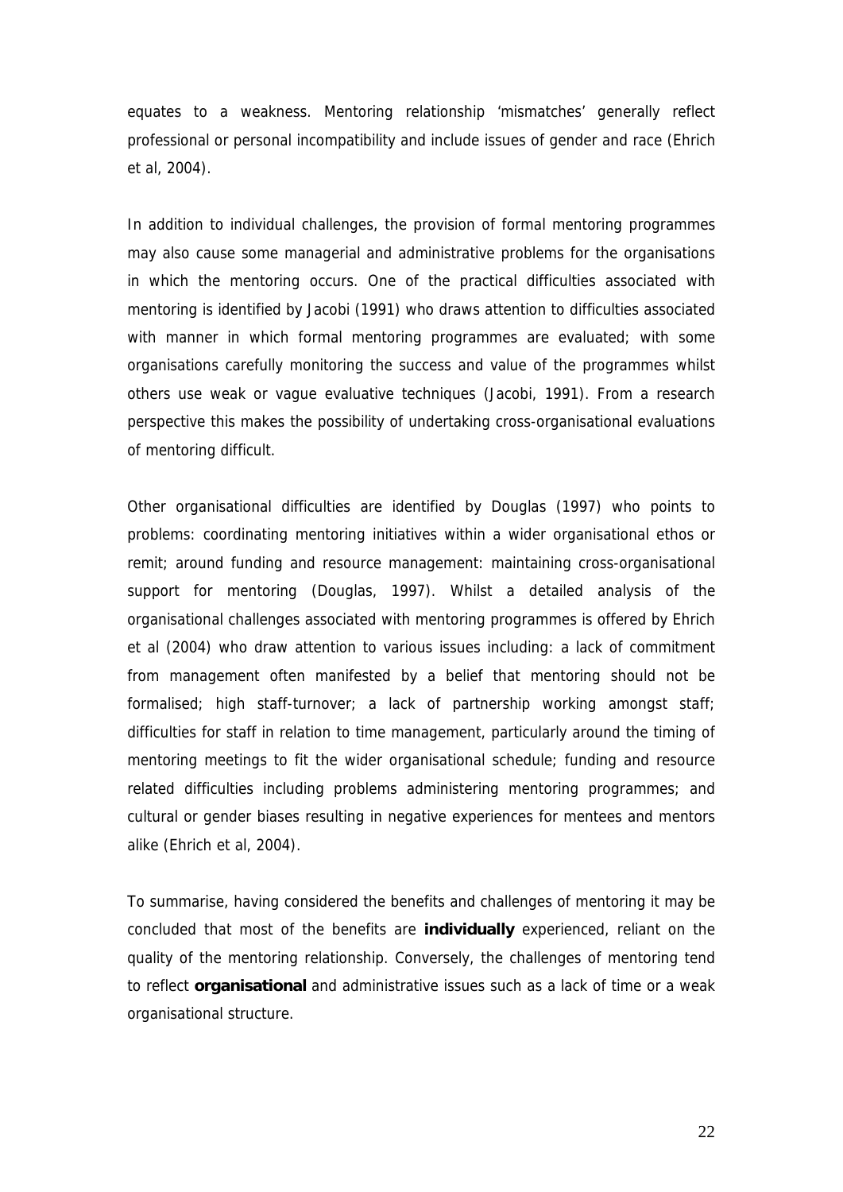equates to a weakness. Mentoring relationship 'mismatches' generally reflect professional or personal incompatibility and include issues of gender and race (Ehrich et al, 2004).

In addition to individual challenges, the provision of formal mentoring programmes may also cause some managerial and administrative problems for the organisations in which the mentoring occurs. One of the practical difficulties associated with mentoring is identified by Jacobi (1991) who draws attention to difficulties associated with manner in which formal mentoring programmes are evaluated; with some organisations carefully monitoring the success and value of the programmes whilst others use weak or vague evaluative techniques (Jacobi, 1991). From a research perspective this makes the possibility of undertaking cross-organisational evaluations of mentoring difficult.

Other organisational difficulties are identified by Douglas (1997) who points to problems: coordinating mentoring initiatives within a wider organisational ethos or remit; around funding and resource management: maintaining cross-organisational support for mentoring (Douglas, 1997). Whilst a detailed analysis of the organisational challenges associated with mentoring programmes is offered by Ehrich et al (2004) who draw attention to various issues including: a lack of commitment from management often manifested by a belief that mentoring should not be formalised; high staff-turnover; a lack of partnership working amongst staff; difficulties for staff in relation to time management, particularly around the timing of mentoring meetings to fit the wider organisational schedule; funding and resource related difficulties including problems administering mentoring programmes; and cultural or gender biases resulting in negative experiences for mentees and mentors alike (Ehrich et al, 2004).

To summarise, having considered the benefits and challenges of mentoring it may be concluded that most of the benefits are **individually** experienced, reliant on the quality of the mentoring relationship. Conversely, the challenges of mentoring tend to reflect **organisational** and administrative issues such as a lack of time or a weak organisational structure.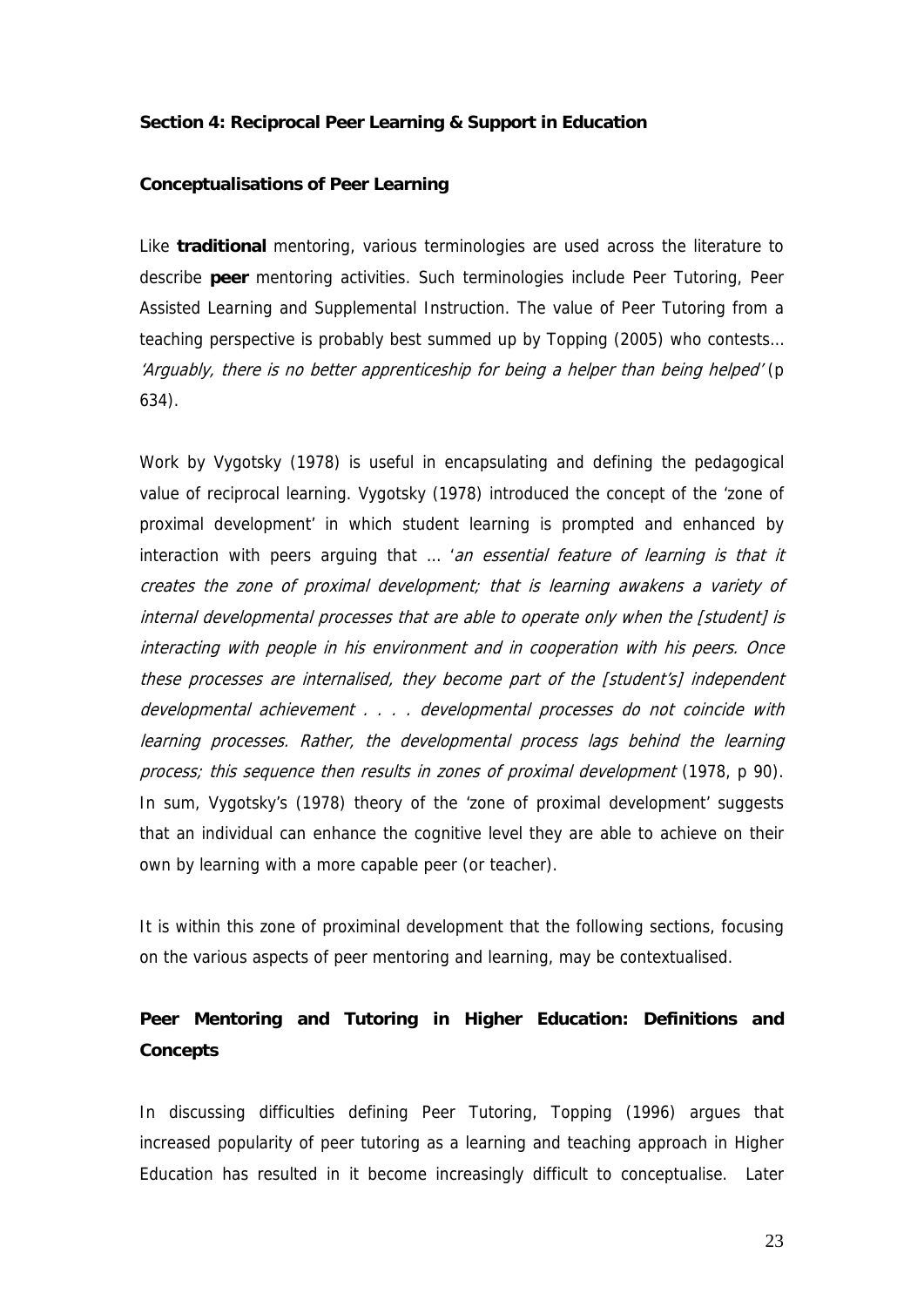## Section 4: Reciprocal Peer Learning & Support in Education

### Conceptualisations of Peer Learning

Like **traditional** mentoring, various terminologies are used across the literature to describe **peer** mentoring activities. Such terminologies include Peer Tutoring, Peer Assisted Learning and Supplemental Instruction. The value of Peer Tutoring from a teaching perspective is probably best summed up by Topping (2005) who contests… *'Arguably, there is no better apprenticeship for being a helper than being helped'* (p 634).

Work by Vygotsky (1978) is useful in encapsulating and defining the pedagogical value of reciprocal learning. Vygotsky (1978) introduced the concept of the 'zone of proximal development' in which student learning is prompted and enhanced by interaction with peers arguing that … '*an essential feature of learning is that it creates the zone of proximal development; that is learning awakens a variety of internal developmental processes that are able to operate only when the [student] is interacting with people in his environment and in cooperation with his peers. Once these processes are internalised, they become part of the [student's] independent developmental achievement . . . . developmental processes do not coincide with learning processes. Rather, the developmental process lags behind the learning process; this sequence then results in zones of proximal development* (1978, p 90). In sum, Vygotsky's (1978) theory of the 'zone of proximal development' suggests that an individual can enhance the cognitive level they are able to achieve on their own by learning with a more capable peer (or teacher).

It is within this zone of proximinal development that the following sections, focusing on the various aspects of peer mentoring and learning, may be contextualised.

### Peer Mentoring and Tutoring in Higher Education: Definitions and Concepts

In discussing difficulties defining Peer Tutoring, Topping (1996) argues that increased popularity of peer tutoring as a learning and teaching approach in Higher Education has resulted in it become increasingly difficult to conceptualise. Later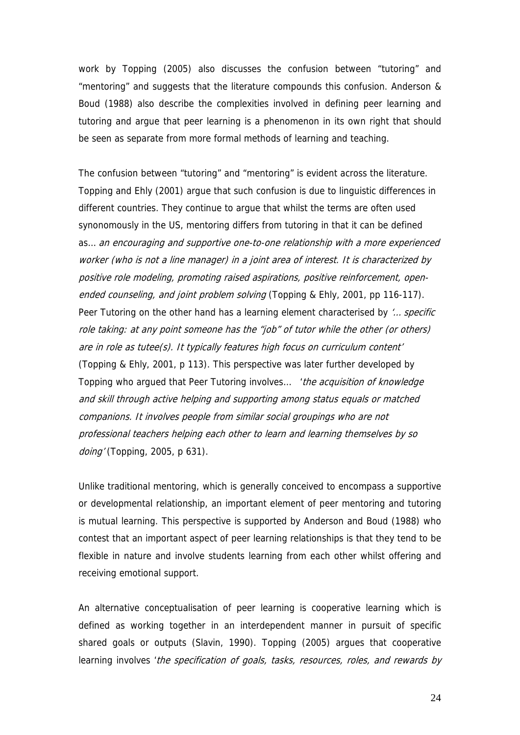work by Topping (2005) also discusses the confusion between "tutoring" and "mentoring" and suggests that the literature compounds this confusion. Anderson & Boud (1988) also describe the complexities involved in defining peer learning and tutoring and argue that peer learning is a phenomenon in its own right that should be seen as separate from more formal methods of learning and teaching.

The confusion between "tutoring" and "mentoring" is evident across the literature. Topping and Ehly (2001) argue that such confusion is due to linguistic differences in different countries. They continue to argue that whilst the terms are often used synonomously in the US, mentoring differs from tutoring in that it can be defined as… *an encouraging and supportive one-to-one relationship with a more experienced worker (who is not a line manager) in a joint area of interest. It is characterized by positive role modeling, promoting raised aspirations, positive reinforcement, open-ended counseling, and joint problem solving* (Topping & Ehly, 2001, pp 116-117). Peer Tutoring on the other hand has a learning element characterised by *'… specific role taking: at any point someone has the "job" of tutor while the other (or others) are in role as tutee(s). It typically features high focus on curriculum content'* (Topping & Ehly, 2001, p 113). This perspective was later further developed by Topping who argued that Peer Tutoring involves… '*the acquisition of knowledge and skill through active helping and supporting among status equals or matched companions. It involves people from similar social groupings who are not professional teachers helping each other to learn and learning themselves by so doing'* (Topping, 2005, p 631).

Unlike traditional mentoring, which is generally conceived to encompass a supportive or developmental relationship, an important element of peer mentoring and tutoring is mutual learning. This perspective is supported by Anderson and Boud (1988) who contest that an important aspect of peer learning relationships is that they tend to be flexible in nature and involve students learning from each other whilst offering and receiving emotional support.

An alternative conceptualisation of peer learning is cooperative learning which is defined as working together in an interdependent manner in pursuit of specific shared goals or outputs (Slavin, 1990). Topping (2005) argues that cooperative learning involves '*the specification of goals, tasks, resources, roles, and rewards by*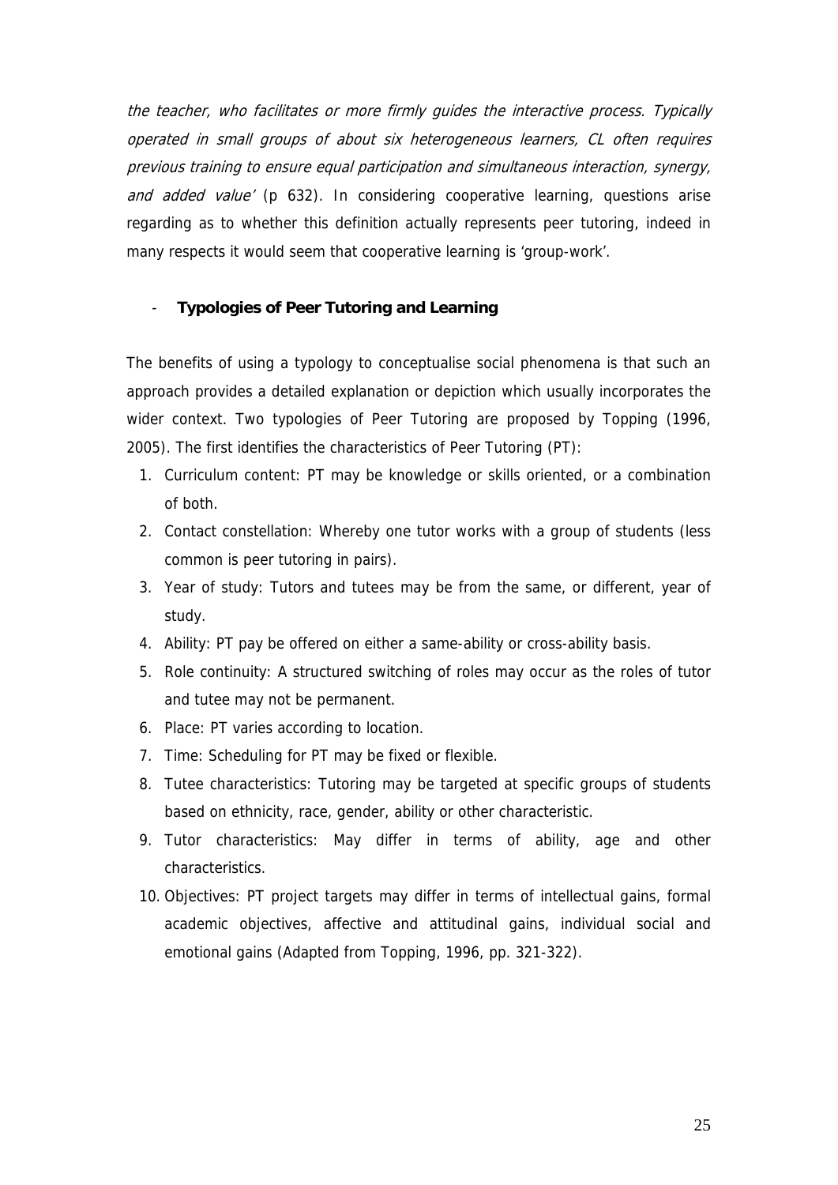*the teacher, who facilitates or more firmly guides the interactive process. Typically operated in small groups of about six heterogeneous learners, CL often requires previous training to ensure equal participation and simultaneous interaction, synergy, and added value'* (p 632). In considering cooperative learning, questions arise regarding as to whether this definition actually represents peer tutoring, indeed in many respects it would seem that cooperative learning is 'group-work'.

- **Typologies of Peer Tutoring and Learning**

The benefits of using a typology to conceptualise social phenomena is that such an approach provides a detailed explanation or depiction which usually incorporates the wider context. Two typologies of Peer Tutoring are proposed by Topping (1996, 2005). The first identifies the characteristics of Peer Tutoring (PT):

1. Curriculum content: PT may be knowledge or skills oriented, or a combination of both.
2. Contact constellation: Whereby one tutor works with a group of students (less common is peer tutoring in pairs).
3. Year of study: Tutors and tutees may be from the same, or different, year of study.
4. Ability: PT pay be offered on either a same-ability or cross-ability basis.
5. Role continuity: A structured switching of roles may occur as the roles of tutor and tutee may not be permanent.
6. Place: PT varies according to location.
7. Time: Scheduling for PT may be fixed or flexible.
8. Tutee characteristics: Tutoring may be targeted at specific groups of students based on ethnicity, race, gender, ability or other characteristic.
9. Tutor characteristics: May differ in terms of ability, age and other characteristics.
10. Objectives: PT project targets may differ in terms of intellectual gains, formal academic objectives, affective and attitudinal gains, individual social and emotional gains (Adapted from Topping, 1996, pp. 321-322).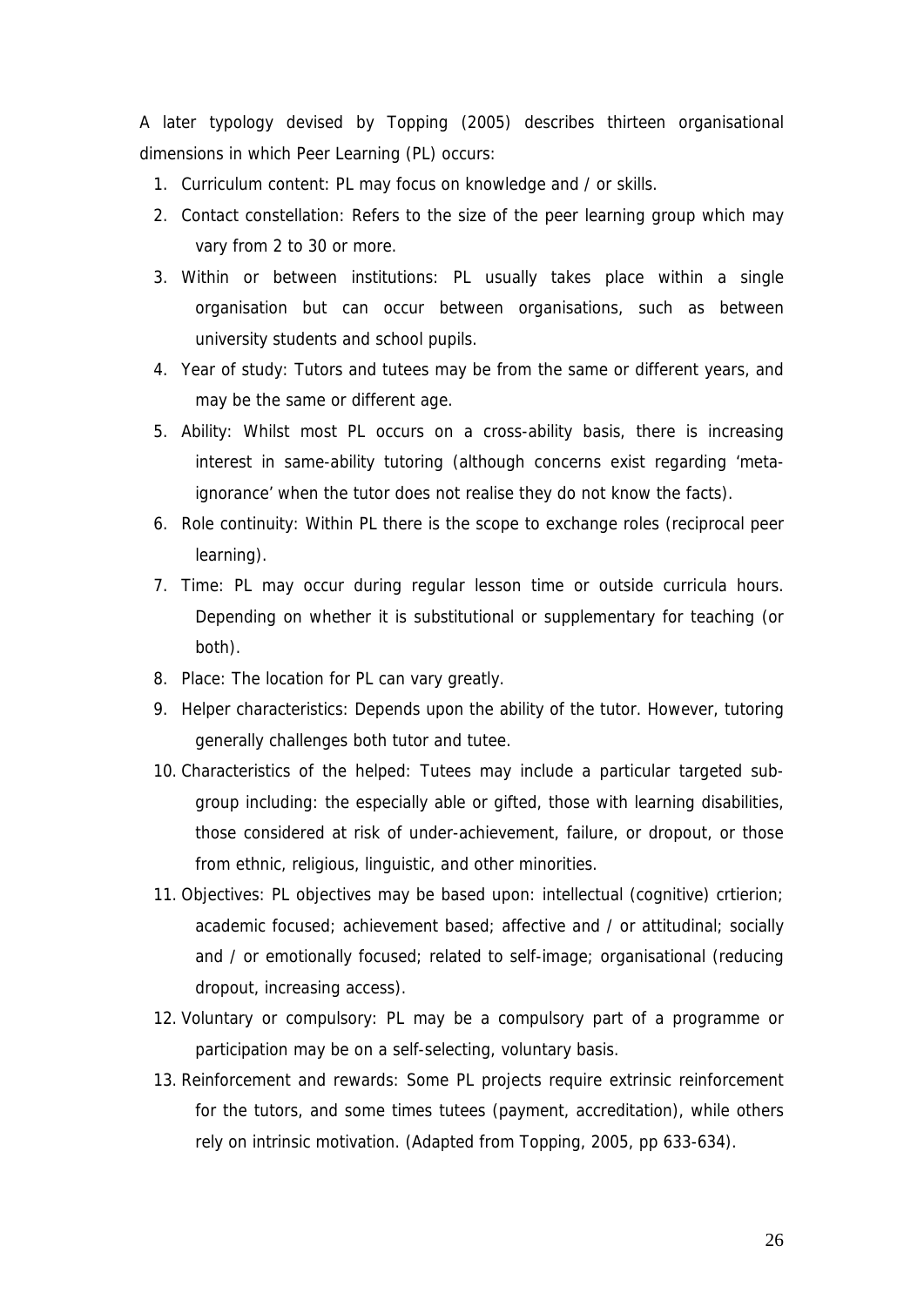A later typology devised by Topping (2005) describes thirteen organisational dimensions in which Peer Learning (PL) occurs:

1. Curriculum content: PL may focus on knowledge and / or skills.
2. Contact constellation: Refers to the size of the peer learning group which may vary from 2 to 30 or more.
3. Within or between institutions: PL usually takes place within a single organisation but can occur between organisations, such as between university students and school pupils.
4. Year of study: Tutors and tutees may be from the same or different years, and may be the same or different age.
5. Ability: Whilst most PL occurs on a cross-ability basis, there is increasing interest in same-ability tutoring (although concerns exist regarding 'meta-ignorance' when the tutor does not realise they do not know the facts).
6. Role continuity: Within PL there is the scope to exchange roles (reciprocal peer learning).
7. Time: PL may occur during regular lesson time or outside curricula hours. Depending on whether it is substitutional or supplementary for teaching (or both).
8. Place: The location for PL can vary greatly.
9. Helper characteristics: Depends upon the ability of the tutor. However, tutoring generally challenges both tutor and tutee.
10. Characteristics of the helped: Tutees may include a particular targeted sub-group including: the especially able or gifted, those with learning disabilities, those considered at risk of under-achievement, failure, or dropout, or those from ethnic, religious, linguistic, and other minorities.
11. Objectives: PL objectives may be based upon: intellectual (cognitive) crtierion; academic focused; achievement based; affective and / or attitudinal; socially and / or emotionally focused; related to self-image; organisational (reducing dropout, increasing access).
12. Voluntary or compulsory: PL may be a compulsory part of a programme or participation may be on a self-selecting, voluntary basis.
13. Reinforcement and rewards: Some PL projects require extrinsic reinforcement for the tutors, and some times tutees (payment, accreditation), while others rely on intrinsic motivation. (Adapted from Topping, 2005, pp 633-634).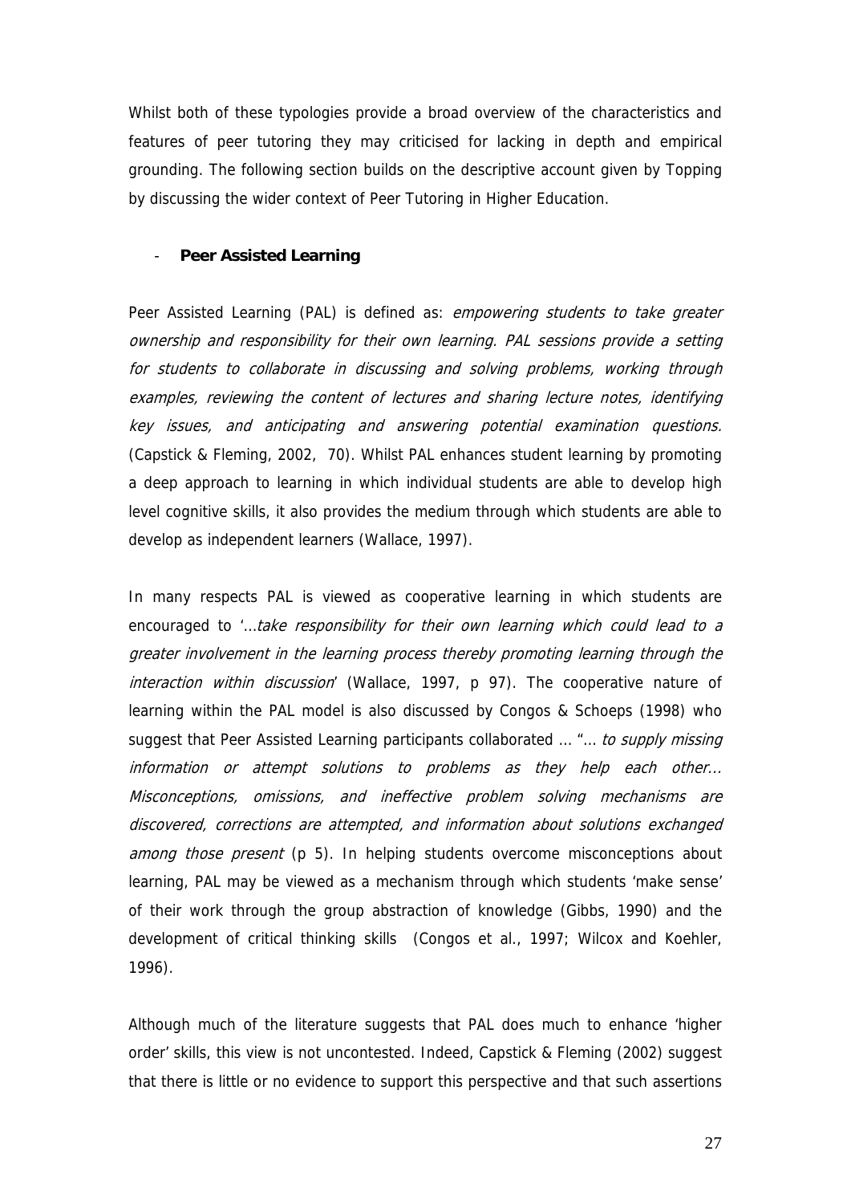Whilst both of these typologies provide a broad overview of the characteristics and features of peer tutoring they may criticised for lacking in depth and empirical grounding. The following section builds on the descriptive account given by Topping by discussing the wider context of Peer Tutoring in Higher Education.

- **Peer Assisted Learning**

Peer Assisted Learning (PAL) is defined as: *empowering students to take greater ownership and responsibility for their own learning. PAL sessions provide a setting for students to collaborate in discussing and solving problems, working through examples, reviewing the content of lectures and sharing lecture notes, identifying key issues, and anticipating and answering potential examination questions.* (Capstick & Fleming, 2002, 70). Whilst PAL enhances student learning by promoting a deep approach to learning in which individual students are able to develop high level cognitive skills, it also provides the medium through which students are able to develop as independent learners (Wallace, 1997).

In many respects PAL is viewed as cooperative learning in which students are encouraged to '…*take responsibility for their own learning which could lead to a greater involvement in the learning process thereby promoting learning through the interaction within discussion*' (Wallace, 1997, p 97). The cooperative nature of learning within the PAL model is also discussed by Congos & Schoeps (1998) who suggest that Peer Assisted Learning participants collaborated … "… *to supply missing information or attempt solutions to problems as they help each other… Misconceptions, omissions, and ineffective problem solving mechanisms are discovered, corrections are attempted, and information about solutions exchanged among those present* (p 5). In helping students overcome misconceptions about learning, PAL may be viewed as a mechanism through which students 'make sense' of their work through the group abstraction of knowledge (Gibbs, 1990) and the development of critical thinking skills (Congos et al., 1997; Wilcox and Koehler, 1996).

Although much of the literature suggests that PAL does much to enhance 'higher order' skills, this view is not uncontested. Indeed, Capstick & Fleming (2002) suggest that there is little or no evidence to support this perspective and that such assertions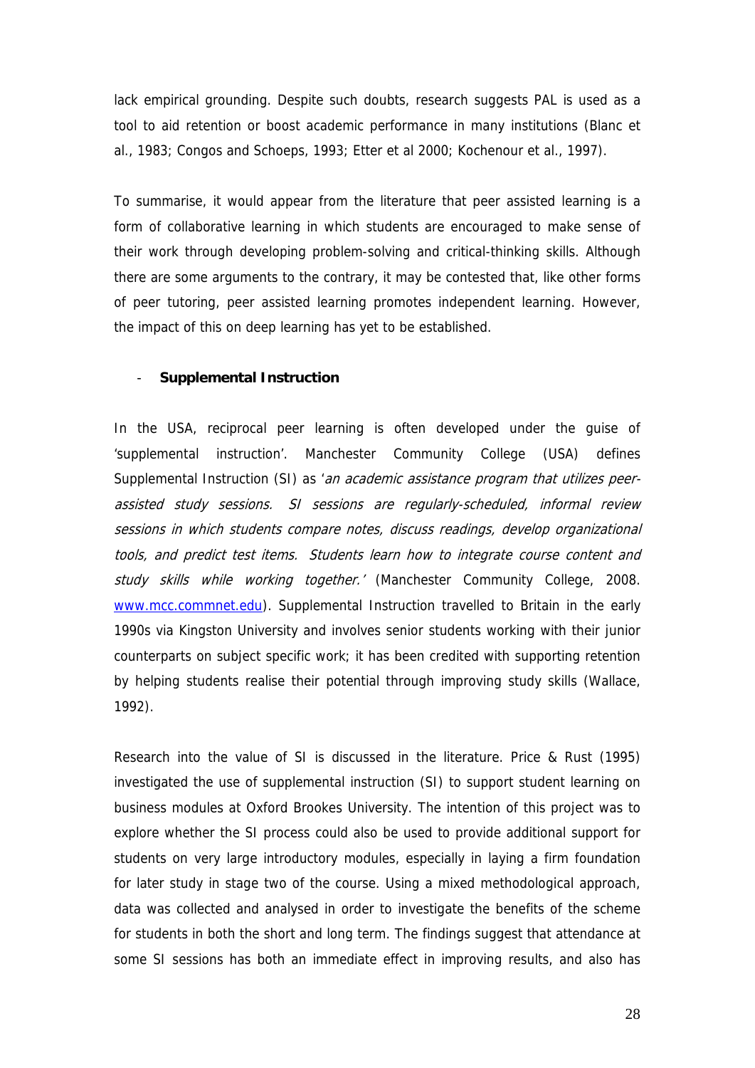lack empirical grounding. Despite such doubts, research suggests PAL is used as a tool to aid retention or boost academic performance in many institutions (Blanc et al., 1983; Congos and Schoeps, 1993; Etter et al 2000; Kochenour et al., 1997).

To summarise, it would appear from the literature that peer assisted learning is a form of collaborative learning in which students are encouraged to make sense of their work through developing problem-solving and critical-thinking skills. Although there are some arguments to the contrary, it may be contested that, like other forms of peer tutoring, peer assisted learning promotes independent learning. However, the impact of this on deep learning has yet to be established.

- **Supplemental Instruction**

In the USA, reciprocal peer learning is often developed under the guise of 'supplemental instruction'. Manchester Community College (USA) defines Supplemental Instruction (SI) as '*an academic assistance program that utilizes peer-assisted study sessions. SI sessions are regularly-scheduled, informal review sessions in which students compare notes, discuss readings, develop organizational tools, and predict test items. Students learn how to integrate course content and study skills while working together.'* (Manchester Community College, 2008. www.mcc.commnet.edu). Supplemental Instruction travelled to Britain in the early 1990s via Kingston University and involves senior students working with their junior counterparts on subject specific work; it has been credited with supporting retention by helping students realise their potential through improving study skills (Wallace, 1992).

Research into the value of SI is discussed in the literature. Price & Rust (1995) investigated the use of supplemental instruction (SI) to support student learning on business modules at Oxford Brookes University. The intention of this project was to explore whether the SI process could also be used to provide additional support for students on very large introductory modules, especially in laying a firm foundation for later study in stage two of the course. Using a mixed methodological approach, data was collected and analysed in order to investigate the benefits of the scheme for students in both the short and long term. The findings suggest that attendance at some SI sessions has both an immediate effect in improving results, and also has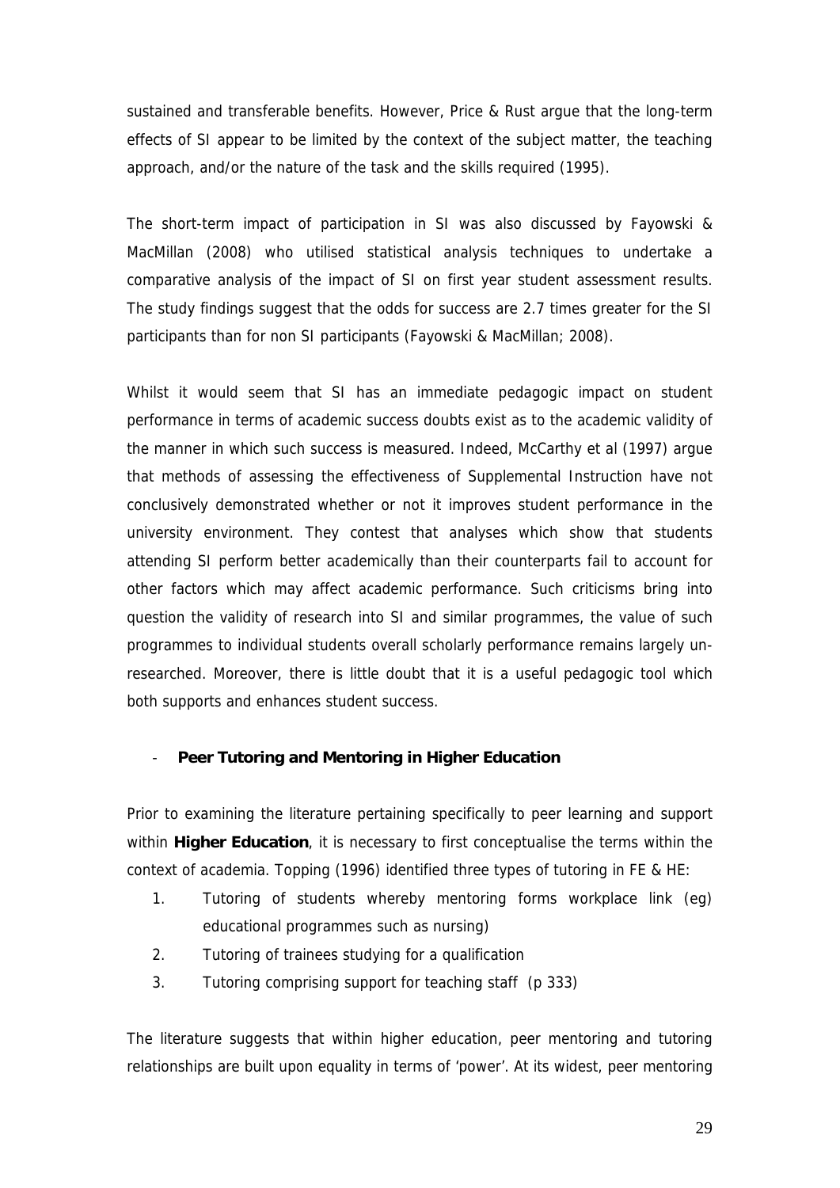sustained and transferable benefits. However, Price & Rust argue that the long-term effects of SI appear to be limited by the context of the subject matter, the teaching approach, and/or the nature of the task and the skills required (1995).

The short-term impact of participation in SI was also discussed by Fayowski & MacMillan (2008) who utilised statistical analysis techniques to undertake a comparative analysis of the impact of SI on first year student assessment results. The study findings suggest that the odds for success are 2.7 times greater for the SI participants than for non SI participants (Fayowski & MacMillan; 2008).

Whilst it would seem that SI has an immediate pedagogic impact on student performance in terms of academic success doubts exist as to the academic validity of the manner in which such success is measured. Indeed, McCarthy et al (1997) argue that methods of assessing the effectiveness of Supplemental Instruction have not conclusively demonstrated whether or not it improves student performance in the university environment. They contest that analyses which show that students attending SI perform better academically than their counterparts fail to account for other factors which may affect academic performance. Such criticisms bring into question the validity of research into SI and similar programmes, the value of such programmes to individual students overall scholarly performance remains largely un-researched. Moreover, there is little doubt that it is a useful pedagogic tool which both supports and enhances student success.

- **Peer Tutoring and Mentoring in Higher Education**

Prior to examining the literature pertaining specifically to peer learning and support within **Higher Education**, it is necessary to first conceptualise the terms within the context of academia. Topping (1996) identified three types of tutoring in FE & HE:

1. Tutoring of students whereby mentoring forms workplace link (eg) educational programmes such as nursing)
2. Tutoring of trainees studying for a qualification
3. Tutoring comprising support for teaching staff (p 333)

The literature suggests that within higher education, peer mentoring and tutoring relationships are built upon equality in terms of 'power'. At its widest, peer mentoring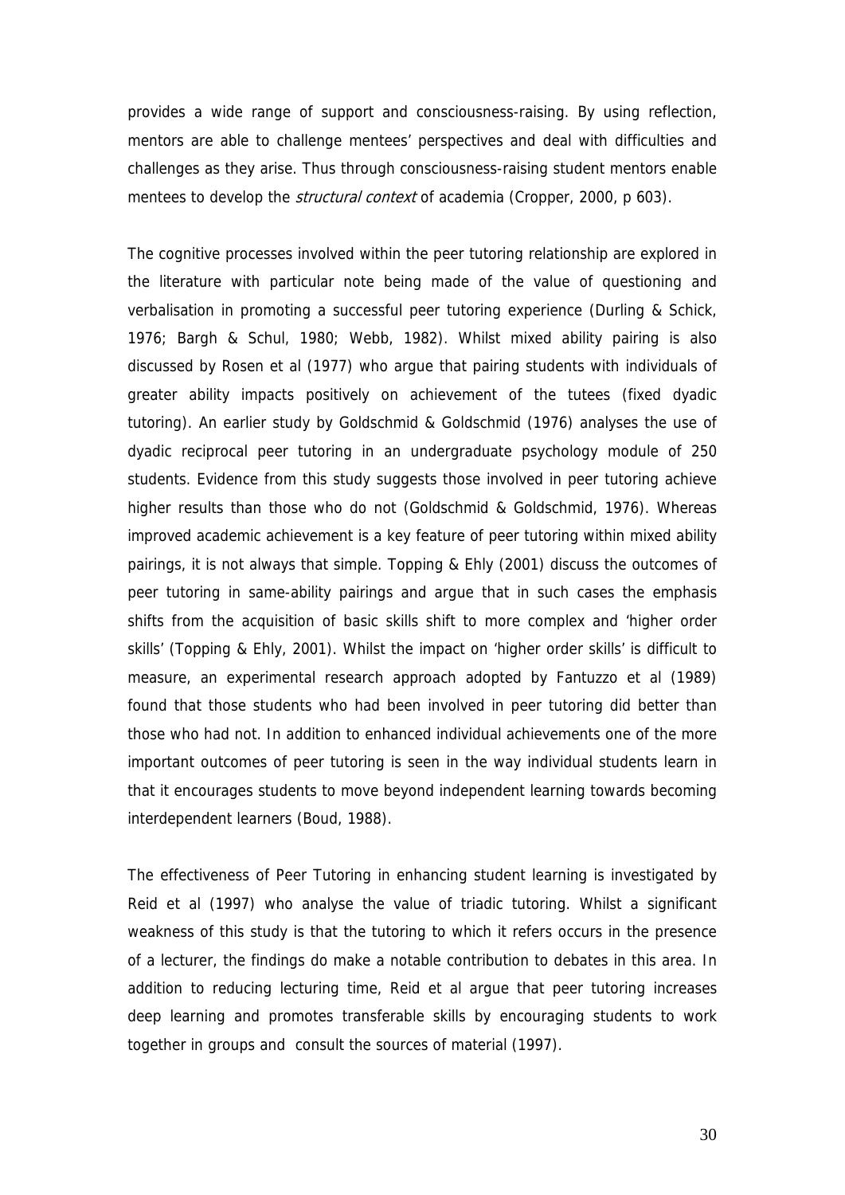provides a wide range of support and consciousness-raising. By using reflection, mentors are able to challenge mentees' perspectives and deal with difficulties and challenges as they arise. Thus through consciousness-raising student mentors enable mentees to develop the *structural context* of academia (Cropper, 2000, p 603).

The cognitive processes involved within the peer tutoring relationship are explored in the literature with particular note being made of the value of questioning and verbalisation in promoting a successful peer tutoring experience (Durling & Schick, 1976; Bargh & Schul, 1980; Webb, 1982). Whilst mixed ability pairing is also discussed by Rosen et al (1977) who argue that pairing students with individuals of greater ability impacts positively on achievement of the tutees (fixed dyadic tutoring). An earlier study by Goldschmid & Goldschmid (1976) analyses the use of dyadic reciprocal peer tutoring in an undergraduate psychology module of 250 students. Evidence from this study suggests those involved in peer tutoring achieve higher results than those who do not (Goldschmid & Goldschmid, 1976). Whereas improved academic achievement is a key feature of peer tutoring within mixed ability pairings, it is not always that simple. Topping & Ehly (2001) discuss the outcomes of peer tutoring in same-ability pairings and argue that in such cases the emphasis shifts from the acquisition of basic skills shift to more complex and 'higher order skills' (Topping & Ehly, 2001). Whilst the impact on 'higher order skills' is difficult to measure, an experimental research approach adopted by Fantuzzo et al (1989) found that those students who had been involved in peer tutoring did better than those who had not. In addition to enhanced individual achievements one of the more important outcomes of peer tutoring is seen in the way individual students learn in that it encourages students to move beyond independent learning towards becoming interdependent learners (Boud, 1988).

The effectiveness of Peer Tutoring in enhancing student learning is investigated by Reid et al (1997) who analyse the value of triadic tutoring. Whilst a significant weakness of this study is that the tutoring to which it refers occurs in the presence of a lecturer, the findings do make a notable contribution to debates in this area. In addition to reducing lecturing time, Reid et al argue that peer tutoring increases deep learning and promotes transferable skills by encouraging students to work together in groups and consult the sources of material (1997).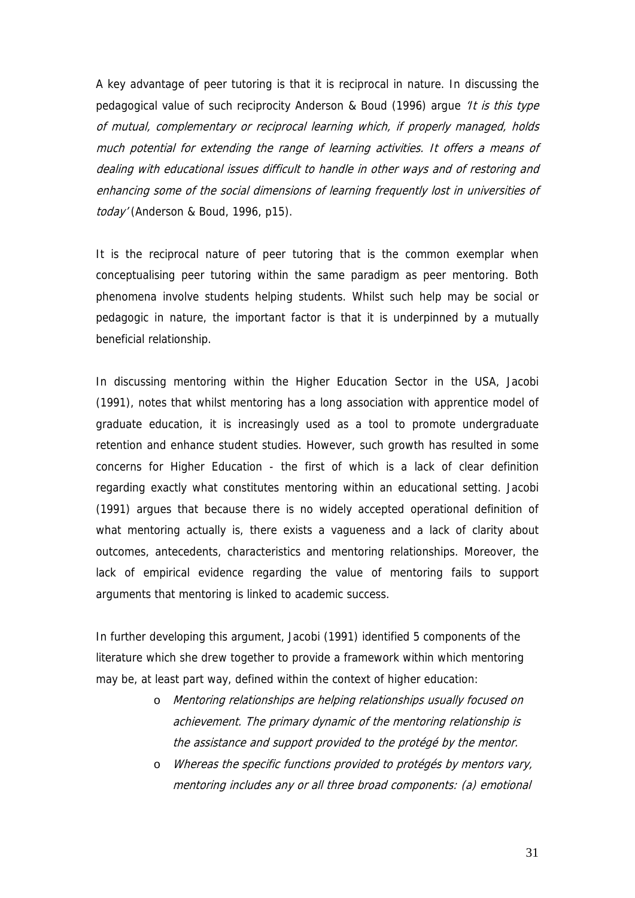A key advantage of peer tutoring is that it is reciprocal in nature. In discussing the pedagogical value of such reciprocity Anderson & Boud (1996) argue *'It is this type of mutual, complementary or reciprocal learning which, if properly managed, holds much potential for extending the range of learning activities. It offers a means of dealing with educational issues difficult to handle in other ways and of restoring and enhancing some of the social dimensions of learning frequently lost in universities of today'* (Anderson & Boud, 1996, p15).

It is the reciprocal nature of peer tutoring that is the common exemplar when conceptualising peer tutoring within the same paradigm as peer mentoring. Both phenomena involve students helping students. Whilst such help may be social or pedagogic in nature, the important factor is that it is underpinned by a mutually beneficial relationship.

In discussing mentoring within the Higher Education Sector in the USA, Jacobi (1991), notes that whilst mentoring has a long association with apprentice model of graduate education, it is increasingly used as a tool to promote undergraduate retention and enhance student studies. However, such growth has resulted in some concerns for Higher Education - the first of which is a lack of clear definition regarding exactly what constitutes mentoring within an educational setting. Jacobi (1991) argues that because there is no widely accepted operational definition of what mentoring actually is, there exists a vagueness and a lack of clarity about outcomes, antecedents, characteristics and mentoring relationships. Moreover, the lack of empirical evidence regarding the value of mentoring fails to support arguments that mentoring is linked to academic success.

In further developing this argument, Jacobi (1991) identified 5 components of the literature which she drew together to provide a framework within which mentoring may be, at least part way, defined within the context of higher education:

- *Mentoring relationships are helping relationships usually focused on achievement. The primary dynamic of the mentoring relationship is the assistance and support provided to the protégé by the mentor.*
- *Whereas the specific functions provided to protégés by mentors vary, mentoring includes any or all three broad components: (a) emotional*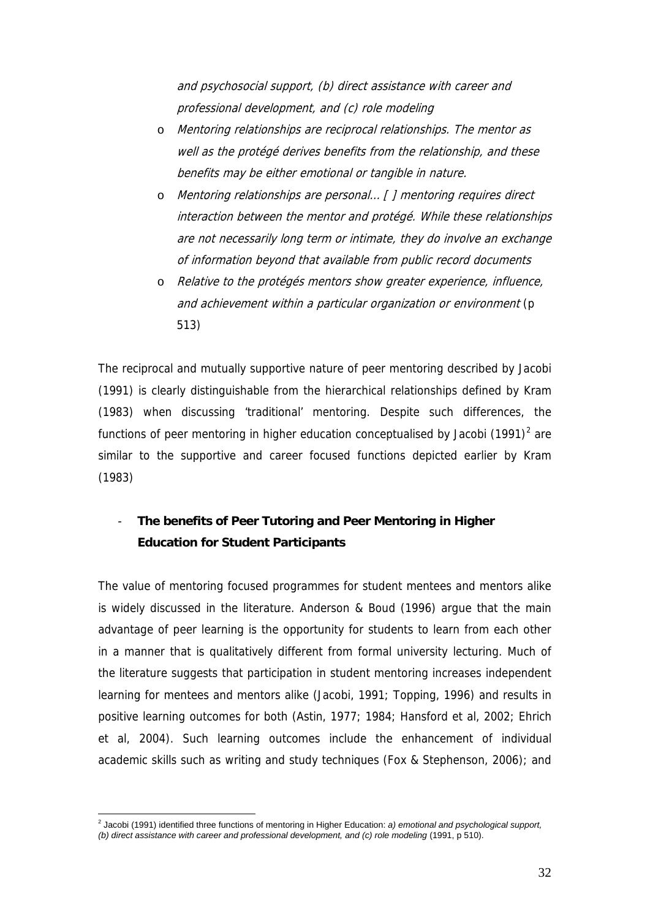*and psychosocial support, (b) direct assistance with career and professional development, and (c) role modeling*

- *Mentoring relationships are reciprocal relationships. The mentor as well as the protégé derives benefits from the relationship, and these benefits may be either emotional or tangible in nature.*
- *Mentoring relationships are personal… [ ] mentoring requires direct interaction between the mentor and protégé. While these relationships are not necessarily long term or intimate, they do involve an exchange of information beyond that available from public record documents*
- *Relative to the protégés mentors show greater experience, influence, and achievement within a particular organization or environment* (p 513)

The reciprocal and mutually supportive nature of peer mentoring described by Jacobi (1991) is clearly distinguishable from the hierarchical relationships defined by Kram (1983) when discussing 'traditional' mentoring. Despite such differences, the functions of peer mentoring in higher education conceptualised by Jacobi (1991)[2] are similar to the supportive and career focused functions depicted earlier by Kram (1983)

- **The benefits of Peer Tutoring and Peer Mentoring in Higher Education for Student Participants**

The value of mentoring focused programmes for student mentees and mentors alike is widely discussed in the literature. Anderson & Boud (1996) argue that the main advantage of peer learning is the opportunity for students to learn from each other in a manner that is qualitatively different from formal university lecturing. Much of the literature suggests that participation in student mentoring increases independent learning for mentees and mentors alike (Jacobi, 1991; Topping, 1996) and results in positive learning outcomes for both (Astin, 1977; 1984; Hansford et al, 2002; Ehrich et al, 2004). Such learning outcomes include the enhancement of individual academic skills such as writing and study techniques (Fox & Stephenson, 2006); and

[2] Jacobi (1991) identified three functions of mentoring in Higher Education: *a) emotional and psychological support, (b) direct assistance with career and professional development, and (c) role modeling* (1991, p 510).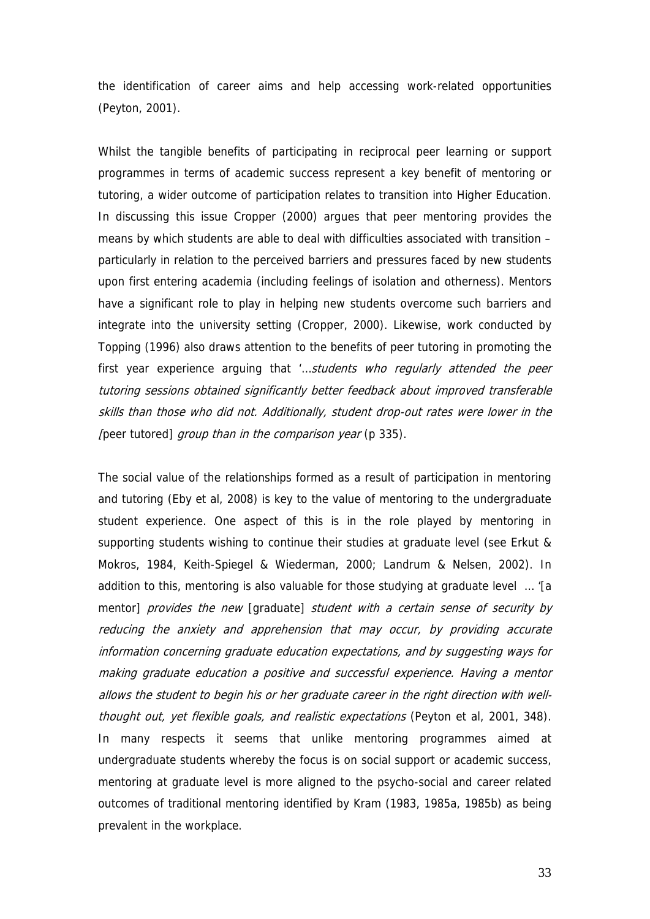the identification of career aims and help accessing work-related opportunities (Peyton, 2001).

Whilst the tangible benefits of participating in reciprocal peer learning or support programmes in terms of academic success represent a key benefit of mentoring or tutoring, a wider outcome of participation relates to transition into Higher Education. In discussing this issue Cropper (2000) argues that peer mentoring provides the means by which students are able to deal with difficulties associated with transition – particularly in relation to the perceived barriers and pressures faced by new students upon first entering academia (including feelings of isolation and otherness). Mentors have a significant role to play in helping new students overcome such barriers and integrate into the university setting (Cropper, 2000). Likewise, work conducted by Topping (1996) also draws attention to the benefits of peer tutoring in promoting the first year experience arguing that '…*students who regularly attended the peer tutoring sessions obtained significantly better feedback about improved transferable skills than those who did not. Additionally, student drop-out rates were lower in the [*peer tutored] *group than in the comparison year* (p 335).

The social value of the relationships formed as a result of participation in mentoring and tutoring (Eby et al, 2008) is key to the value of mentoring to the undergraduate student experience. One aspect of this is in the role played by mentoring in supporting students wishing to continue their studies at graduate level (see Erkut & Mokros, 1984, Keith-Spiegel & Wiederman, 2000; Landrum & Nelsen, 2002). In addition to this, mentoring is also valuable for those studying at graduate level … '[a mentor] *provides the new* [graduate] *student with a certain sense of security by reducing the anxiety and apprehension that may occur, by providing accurate information concerning graduate education expectations, and by suggesting ways for making graduate education a positive and successful experience. Having a mentor allows the student to begin his or her graduate career in the right direction with well-thought out, yet flexible goals, and realistic expectations* (Peyton et al, 2001, 348). In many respects it seems that unlike mentoring programmes aimed at undergraduate students whereby the focus is on social support or academic success, mentoring at graduate level is more aligned to the psycho-social and career related outcomes of traditional mentoring identified by Kram (1983, 1985a, 1985b) as being prevalent in the workplace.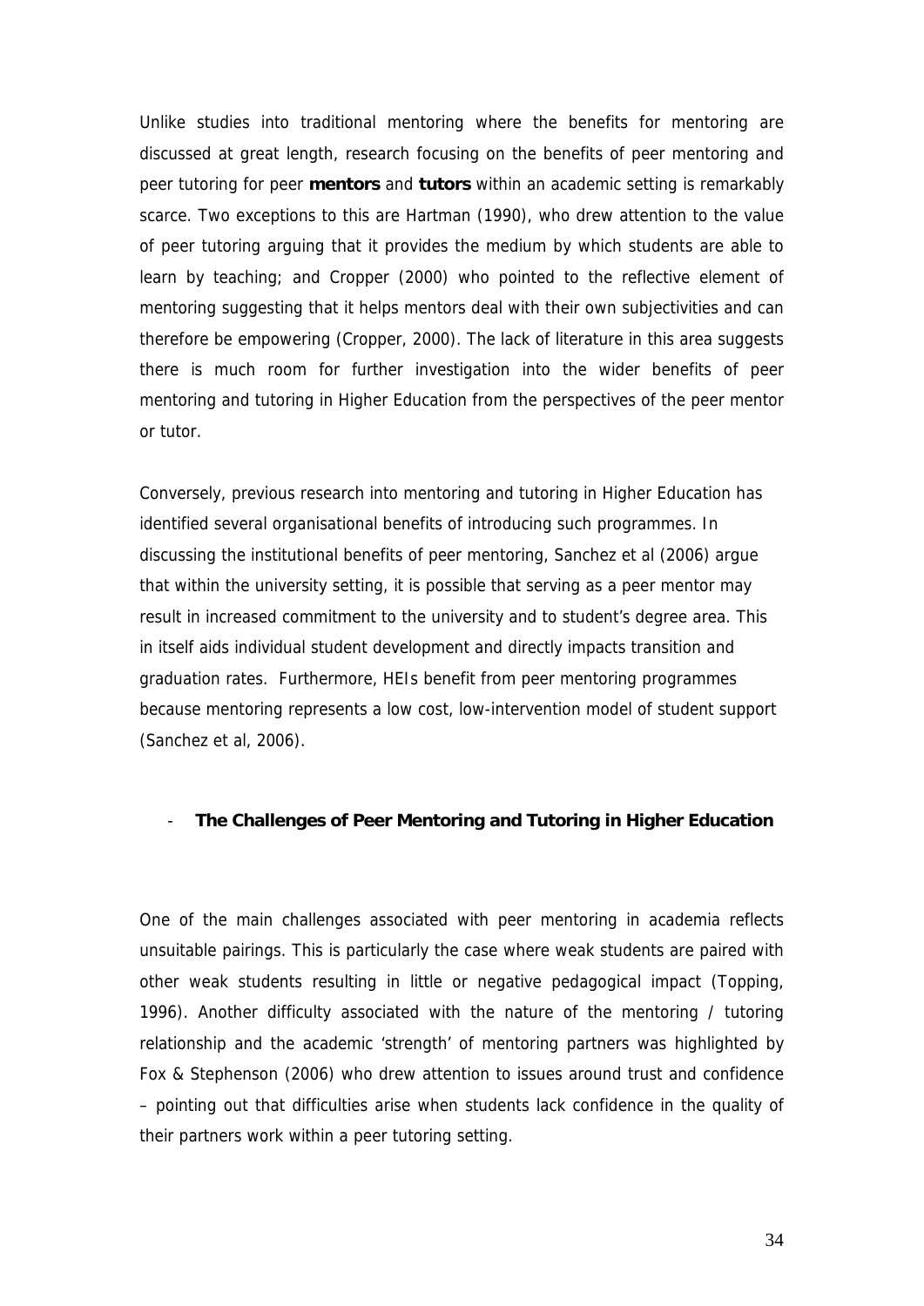Unlike studies into traditional mentoring where the benefits for mentoring are discussed at great length, research focusing on the benefits of peer mentoring and peer tutoring for peer **mentors** and **tutors** within an academic setting is remarkably scarce. Two exceptions to this are Hartman (1990), who drew attention to the value of peer tutoring arguing that it provides the medium by which students are able to learn by teaching; and Cropper (2000) who pointed to the reflective element of mentoring suggesting that it helps mentors deal with their own subjectivities and can therefore be empowering (Cropper, 2000). The lack of literature in this area suggests there is much room for further investigation into the wider benefits of peer mentoring and tutoring in Higher Education from the perspectives of the peer mentor or tutor.

Conversely, previous research into mentoring and tutoring in Higher Education has identified several organisational benefits of introducing such programmes. In discussing the institutional benefits of peer mentoring, Sanchez et al (2006) argue that within the university setting, it is possible that serving as a peer mentor may result in increased commitment to the university and to student's degree area. This in itself aids individual student development and directly impacts transition and graduation rates. Furthermore, HEIs benefit from peer mentoring programmes because mentoring represents a low cost, low-intervention model of student support (Sanchez et al, 2006).

- **The Challenges of Peer Mentoring and Tutoring in Higher Education**

One of the main challenges associated with peer mentoring in academia reflects unsuitable pairings. This is particularly the case where weak students are paired with other weak students resulting in little or negative pedagogical impact (Topping, 1996). Another difficulty associated with the nature of the mentoring / tutoring relationship and the academic 'strength' of mentoring partners was highlighted by Fox & Stephenson (2006) who drew attention to issues around trust and confidence – pointing out that difficulties arise when students lack confidence in the quality of their partners work within a peer tutoring setting.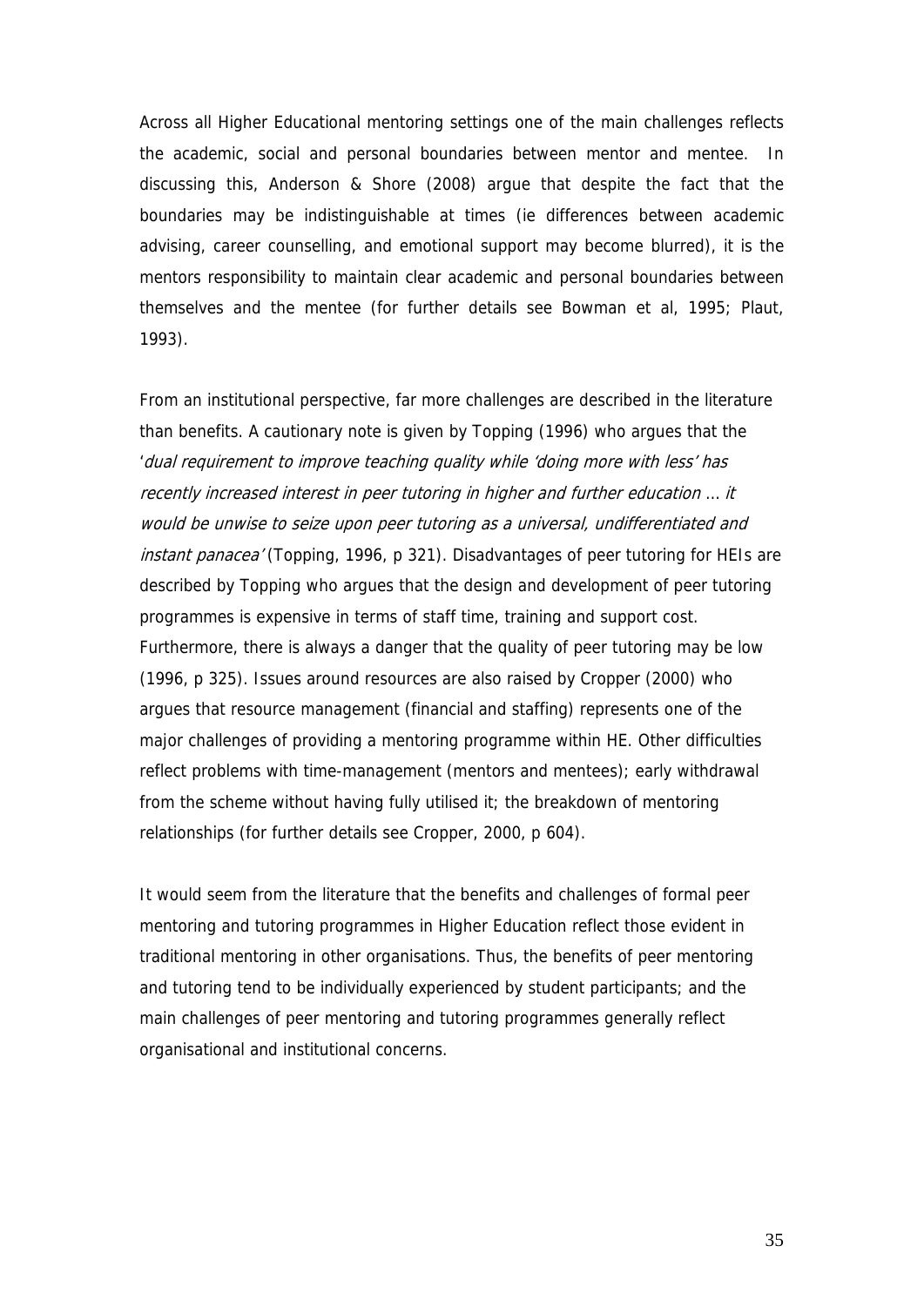Across all Higher Educational mentoring settings one of the main challenges reflects the academic, social and personal boundaries between mentor and mentee. In discussing this, Anderson & Shore (2008) argue that despite the fact that the boundaries may be indistinguishable at times (ie differences between academic advising, career counselling, and emotional support may become blurred), it is the mentors responsibility to maintain clear academic and personal boundaries between themselves and the mentee (for further details see Bowman et al, 1995; Plaut, 1993).

From an institutional perspective, far more challenges are described in the literature than benefits. A cautionary note is given by Topping (1996) who argues that the '*dual requirement to improve teaching quality while 'doing more with less' has recently increased interest in peer tutoring in higher and further education … it would be unwise to seize upon peer tutoring as a universal, undifferentiated and instant panacea'* (Topping, 1996, p 321). Disadvantages of peer tutoring for HEIs are described by Topping who argues that the design and development of peer tutoring programmes is expensive in terms of staff time, training and support cost. Furthermore, there is always a danger that the quality of peer tutoring may be low (1996, p 325). Issues around resources are also raised by Cropper (2000) who argues that resource management (financial and staffing) represents one of the major challenges of providing a mentoring programme within HE. Other difficulties reflect problems with time-management (mentors and mentees); early withdrawal from the scheme without having fully utilised it; the breakdown of mentoring relationships (for further details see Cropper, 2000, p 604).

It would seem from the literature that the benefits and challenges of formal peer mentoring and tutoring programmes in Higher Education reflect those evident in traditional mentoring in other organisations. Thus, the benefits of peer mentoring and tutoring tend to be individually experienced by student participants; and the main challenges of peer mentoring and tutoring programmes generally reflect organisational and institutional concerns.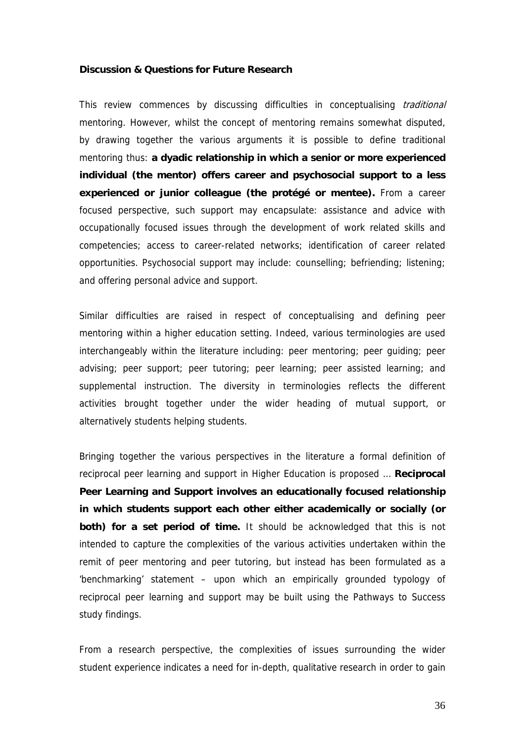**Discussion & Questions for Future Research**

This review commences by discussing difficulties in conceptualising *traditional* mentoring. However, whilst the concept of mentoring remains somewhat disputed, by drawing together the various arguments it is possible to define traditional mentoring thus: **a dyadic relationship in which a senior or more experienced individual (the mentor) offers career and psychosocial support to a less experienced or junior colleague (the protégé or mentee).** From a career focused perspective, such support may encapsulate: assistance and advice with occupationally focused issues through the development of work related skills and competencies; access to career-related networks; identification of career related opportunities. Psychosocial support may include: counselling; befriending; listening; and offering personal advice and support.

Similar difficulties are raised in respect of conceptualising and defining peer mentoring within a higher education setting. Indeed, various terminologies are used interchangeably within the literature including: peer mentoring; peer guiding; peer advising; peer support; peer tutoring; peer learning; peer assisted learning; and supplemental instruction. The diversity in terminologies reflects the different activities brought together under the wider heading of mutual support, or alternatively students helping students.

Bringing together the various perspectives in the literature a formal definition of reciprocal peer learning and support in Higher Education is proposed … **Reciprocal Peer Learning and Support involves an educationally focused relationship in which students support each other either academically or socially (or both) for a set period of time.** It should be acknowledged that this is not intended to capture the complexities of the various activities undertaken within the remit of peer mentoring and peer tutoring, but instead has been formulated as a 'benchmarking' statement – upon which an empirically grounded typology of reciprocal peer learning and support may be built using the Pathways to Success study findings.

From a research perspective, the complexities of issues surrounding the wider student experience indicates a need for in-depth, qualitative research in order to gain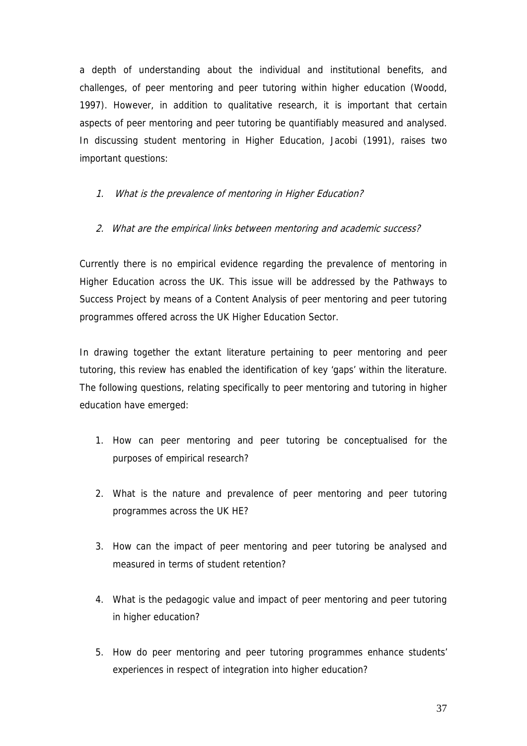a depth of understanding about the individual and institutional benefits, and challenges, of peer mentoring and peer tutoring within higher education (Woodd, 1997). However, in addition to qualitative research, it is important that certain aspects of peer mentoring and peer tutoring be quantifiably measured and analysed. In discussing student mentoring in Higher Education, Jacobi (1991), raises two important questions:

1. *What is the prevalence of mentoring in Higher Education?*

2. *What are the empirical links between mentoring and academic success?*

Currently there is no empirical evidence regarding the prevalence of mentoring in Higher Education across the UK. This issue will be addressed by the Pathways to Success Project by means of a Content Analysis of peer mentoring and peer tutoring programmes offered across the UK Higher Education Sector.

In drawing together the extant literature pertaining to peer mentoring and peer tutoring, this review has enabled the identification of key 'gaps' within the literature. The following questions, relating specifically to peer mentoring and tutoring in higher education have emerged:

1. How can peer mentoring and peer tutoring be conceptualised for the purposes of empirical research?

2. What is the nature and prevalence of peer mentoring and peer tutoring programmes across the UK HE?

3. How can the impact of peer mentoring and peer tutoring be analysed and measured in terms of student retention?

4. What is the pedagogic value and impact of peer mentoring and peer tutoring in higher education?

5. How do peer mentoring and peer tutoring programmes enhance students' experiences in respect of integration into higher education?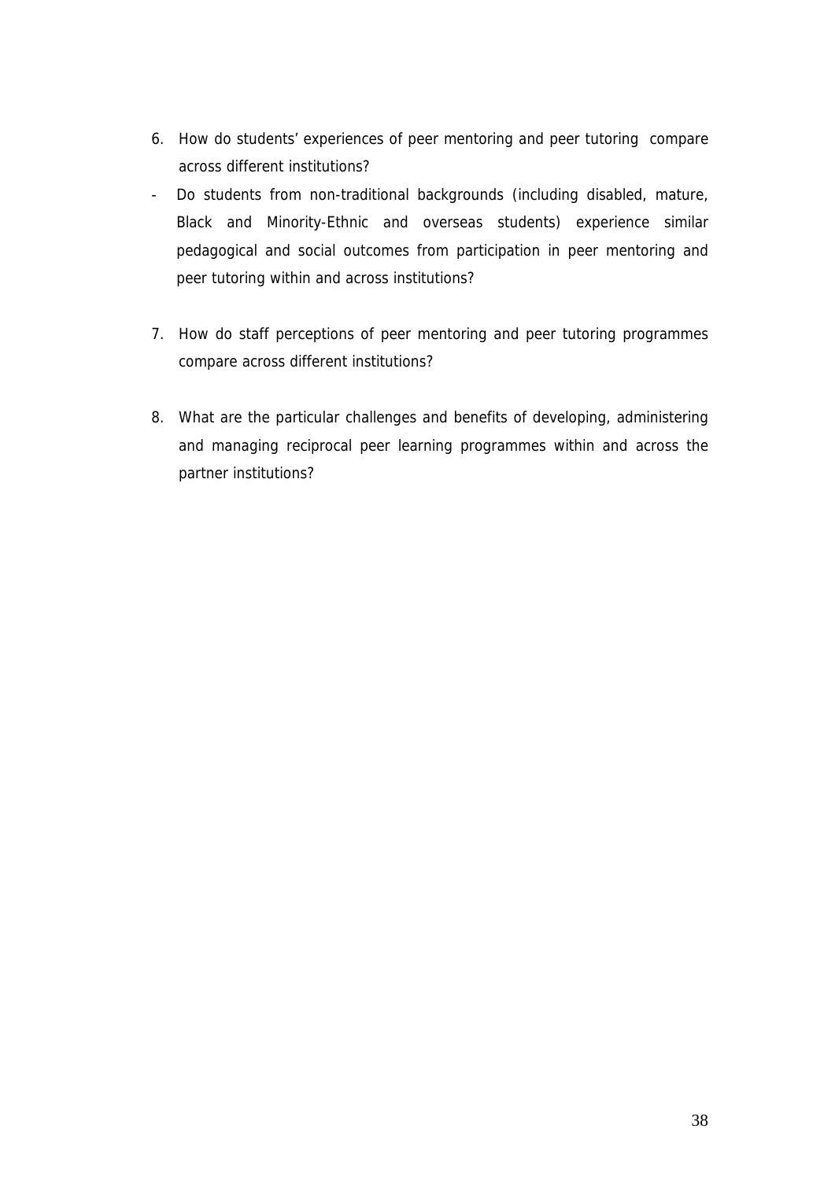6. How do students' experiences of peer mentoring and peer tutoring compare across different institutions?

- Do students from non-traditional backgrounds (including disabled, mature, Black and Minority-Ethnic and overseas students) experience similar pedagogical and social outcomes from participation in peer mentoring and peer tutoring within and across institutions?

7. How do staff perceptions of peer mentoring and peer tutoring programmes compare across different institutions?

8. What are the particular challenges and benefits of developing, administering and managing reciprocal peer learning programmes within and across the partner institutions?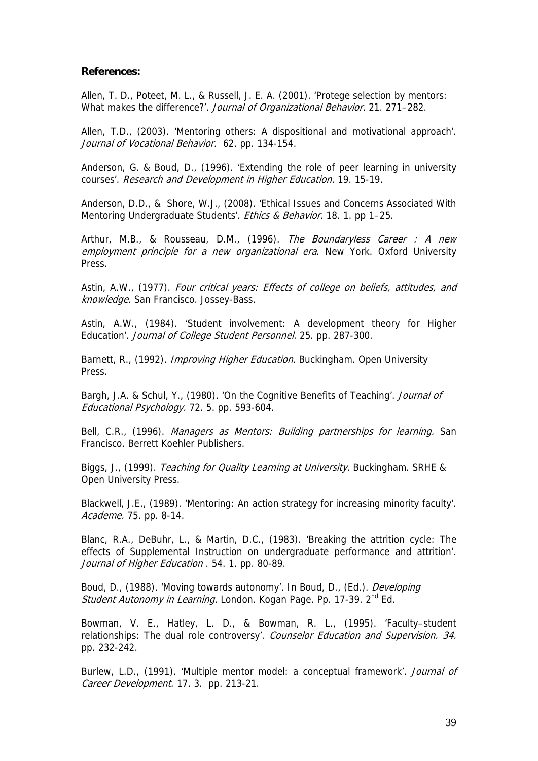**References:**

Allen, T. D., Poteet, M. L., & Russell, J. E. A. (2001). 'Protege selection by mentors: What makes the difference?'. *Journal of Organizational Behavior.* 21. 271–282.

Allen, T.D., (2003). 'Mentoring others: A dispositional and motivational approach'. *Journal of Vocational Behavior.* 62. pp. 134-154.

Anderson, G. & Boud, D., (1996). 'Extending the role of peer learning in university courses'. *Research and Development in Higher Education.* 19. 15-19.

Anderson, D.D., & Shore, W.J., (2008). 'Ethical Issues and Concerns Associated With Mentoring Undergraduate Students'. *Ethics & Behavior.* 18. 1. pp 1–25.

Arthur, M.B., & Rousseau, D.M., (1996). *The Boundaryless Career : A new employment principle for a new organizational era*. New York. Oxford University Press.

Astin, A.W., (1977). *Four critical years: Effects of college on beliefs, attitudes, and knowledge.* San Francisco. Jossey-Bass.

Astin, A.W., (1984). 'Student involvement: A development theory for Higher Education'. *Journal of College Student Personnel.* 25. pp. 287-300.

Barnett, R., (1992). *Improving Higher Education.* Buckingham. Open University Press.

Bargh, J.A. & Schul, Y., (1980). 'On the Cognitive Benefits of Teaching'. *Journal of Educational Psychology.* 72. 5. pp. 593-604.

Bell, C.R., (1996). *Managers as Mentors: Building partnerships for learning.* San Francisco. Berrett Koehler Publishers.

Biggs, J., (1999). *Teaching for Quality Learning at University.* Buckingham. SRHE & Open University Press.

Blackwell, J.E., (1989). 'Mentoring: An action strategy for increasing minority faculty'. *Academe.* 75. pp. 8-14.

Blanc, R.A., DeBuhr, L., & Martin, D.C., (1983). 'Breaking the attrition cycle: The effects of Supplemental Instruction on undergraduate performance and attrition'. *Journal of Higher Education* . 54. 1. pp. 80-89.

Boud, D., (1988). 'Moving towards autonomy'. In Boud, D., (Ed.). *Developing Student Autonomy in Learning.* London. Kogan Page. Pp. 17-39. 2nd Ed.

Bowman, V. E., Hatley, L. D., & Bowman, R. L., (1995). 'Faculty–student relationships: The dual role controversy'. *Counselor Education and Supervision. 34.* pp. 232-242.

Burlew, L.D., (1991). 'Multiple mentor model: a conceptual framework'. *Journal of Career Development.* 17. 3. pp. 213-21.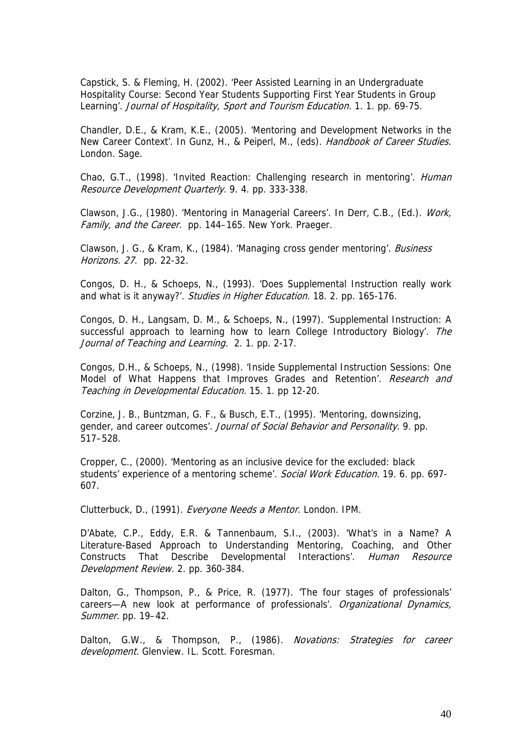Capstick, S. & Fleming, H. (2002). 'Peer Assisted Learning in an Undergraduate Hospitality Course: Second Year Students Supporting First Year Students in Group Learning'. *Journal of Hospitality, Sport and Tourism Education.* 1. 1. pp. 69-75.

Chandler, D.E., & Kram, K.E., (2005). 'Mentoring and Development Networks in the New Career Context'. In Gunz, H., & Peiperl, M., (eds). *Handbook of Career Studies.* London. Sage.

Chao, G.T., (1998). 'Invited Reaction: Challenging research in mentoring'. *Human Resource Development Quarterly.* 9. 4. pp. 333-338.

Clawson, J.G., (1980). 'Mentoring in Managerial Careers'. In Derr, C.B., (Ed.). *Work, Family, and the Career.* pp. 144–165. New York. Praeger.

Clawson, J. G., & Kram, K., (1984). 'Managing cross gender mentoring'. *Business Horizons. 27.* pp. 22-32.

Congos, D. H., & Schoeps, N., (1993). 'Does Supplemental Instruction really work and what is it anyway?'. *Studies in Higher Education.* 18. 2. pp. 165-176.

Congos, D. H., Langsam, D. M., & Schoeps, N., (1997). 'Supplemental Instruction: A successful approach to learning how to learn College Introductory Biology'. *The Journal of Teaching and Learning.* 2. 1. pp. 2-17.

Congos, D.H., & Schoeps, N., (1998). 'Inside Supplemental Instruction Sessions: One Model of What Happens that Improves Grades and Retention'. *Research and Teaching in Developmental Education*. 15. 1. pp 12-20.

Corzine, J. B., Buntzman, G. F., & Busch, E.T., (1995). 'Mentoring, downsizing, gender, and career outcomes'. *Journal of Social Behavior and Personality.* 9. pp. 517–528.

Cropper, C., (2000). 'Mentoring as an inclusive device for the excluded: black students' experience of a mentoring scheme'. *Social Work Education.* 19. 6. pp. 697-607.

Clutterbuck, D., (1991). *Everyone Needs a Mentor*. London. IPM.

D'Abate, C.P., Eddy, E.R. & Tannenbaum, S.I., (2003). 'What's in a Name? A Literature-Based Approach to Understanding Mentoring, Coaching, and Other Constructs That Describe Developmental Interactions'. *Human Resource Development Review.* 2. pp. 360-384.

Dalton, G., Thompson, P., & Price, R. (1977). 'The four stages of professionals' careers—A new look at performance of professionals'. *Organizational Dynamics, Summer.* pp. 19–42.

Dalton, G.W., & Thompson, P., (1986). *Novations: Strategies for career development.* Glenview. IL. Scott. Foresman.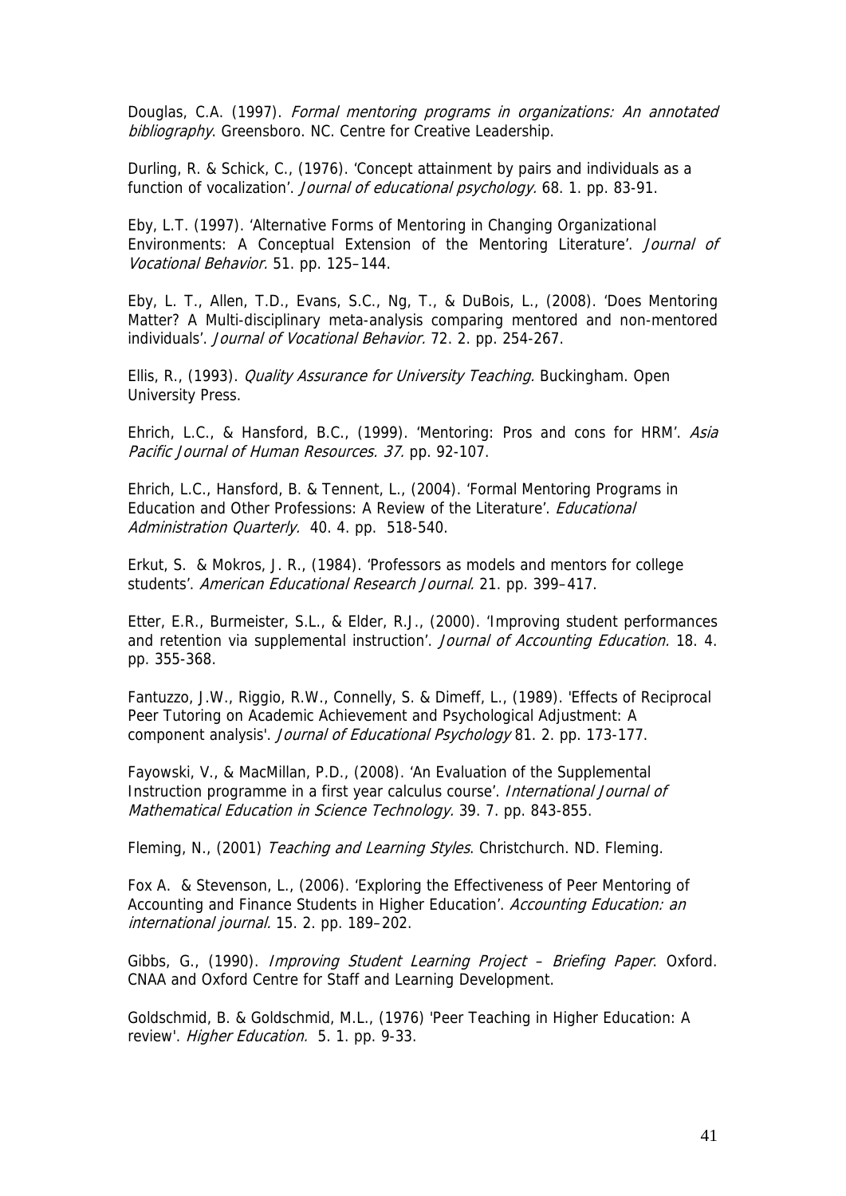Douglas, C.A. (1997). *Formal mentoring programs in organizations: An annotated bibliography*. Greensboro. NC. Centre for Creative Leadership.

Durling, R. & Schick, C., (1976). 'Concept attainment by pairs and individuals as a function of vocalization'. *Journal of educational psychology*. 68. 1. pp. 83-91.

Eby, L.T. (1997). 'Alternative Forms of Mentoring in Changing Organizational Environments: A Conceptual Extension of the Mentoring Literature'. *Journal of Vocational Behavior*. 51. pp. 125–144.

Eby, L. T., Allen, T.D., Evans, S.C., Ng, T., & DuBois, L., (2008). 'Does Mentoring Matter? A Multi-disciplinary meta-analysis comparing mentored and non-mentored individuals'. *Journal of Vocational Behavior*. 72. 2. pp. 254-267.

Ellis, R., (1993). *Quality Assurance for University Teaching*. Buckingham. Open University Press.

Ehrich, L.C., & Hansford, B.C., (1999). 'Mentoring: Pros and cons for HRM'. *Asia Pacific Journal of Human Resources. 37*. pp. 92-107.

Ehrich, L.C., Hansford, B. & Tennent, L., (2004). 'Formal Mentoring Programs in Education and Other Professions: A Review of the Literature'. *Educational Administration Quarterly*. 40. 4. pp. 518-540.

Erkut, S. & Mokros, J. R., (1984). 'Professors as models and mentors for college students'. *American Educational Research Journal*. 21. pp. 399–417.

Etter, E.R., Burmeister, S.L., & Elder, R.J., (2000). 'Improving student performances and retention via supplemental instruction'. *Journal of Accounting Education*. 18. 4. pp. 355-368.

Fantuzzo, J.W., Riggio, R.W., Connelly, S. & Dimeff, L., (1989). 'Effects of Reciprocal Peer Tutoring on Academic Achievement and Psychological Adjustment: A component analysis'. *Journal of Educational Psychology* 81. 2. pp. 173-177.

Fayowski, V., & MacMillan, P.D., (2008). 'An Evaluation of the Supplemental Instruction programme in a first year calculus course'. *International Journal of Mathematical Education in Science Technology*. 39. 7. pp. 843-855.

Fleming, N., (2001) *Teaching and Learning Styles*. Christchurch. ND. Fleming.

Fox A. & Stevenson, L., (2006). 'Exploring the Effectiveness of Peer Mentoring of Accounting and Finance Students in Higher Education'. *Accounting Education: an international journal*. 15. 2. pp. 189–202.

Gibbs, G., (1990). *Improving Student Learning Project – Briefing Paper*. Oxford. CNAA and Oxford Centre for Staff and Learning Development.

Goldschmid, B. & Goldschmid, M.L., (1976) 'Peer Teaching in Higher Education: A review'. *Higher Education*. 5. 1. pp. 9-33.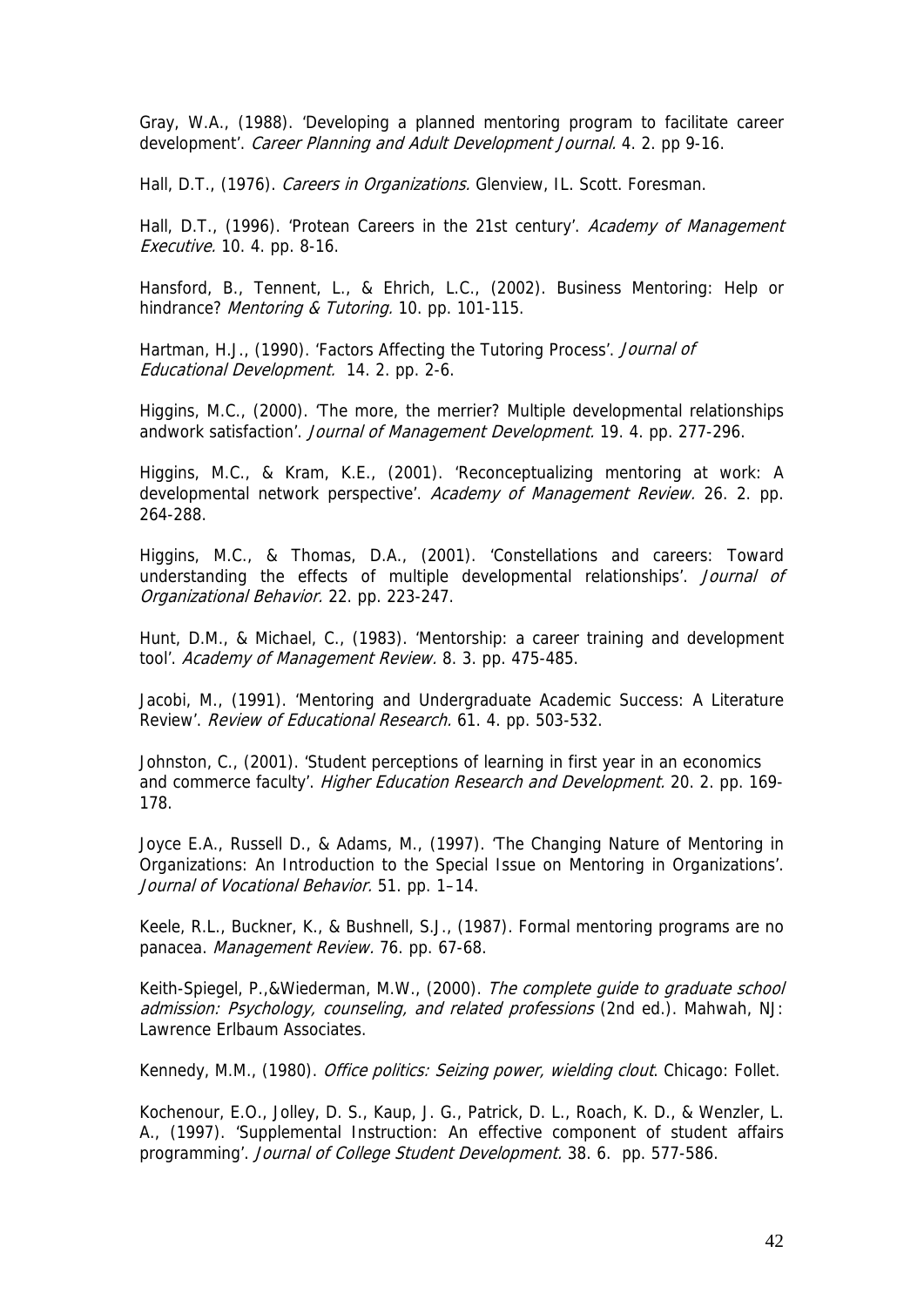Gray, W.A., (1988). 'Developing a planned mentoring program to facilitate career development'. *Career Planning and Adult Development Journal.* 4. 2. pp 9-16.

Hall, D.T., (1976). *Careers in Organizations.* Glenview, IL. Scott. Foresman.

Hall, D.T., (1996). 'Protean Careers in the 21st century'. *Academy of Management Executive.* 10. 4. pp. 8-16.

Hansford, B., Tennent, L., & Ehrich, L.C., (2002). Business Mentoring: Help or hindrance? *Mentoring & Tutoring.* 10. pp. 101-115.

Hartman, H.J., (1990). 'Factors Affecting the Tutoring Process'. *Journal of Educational Development.* 14. 2. pp. 2-6.

Higgins, M.C., (2000). 'The more, the merrier? Multiple developmental relationships andwork satisfaction'. *Journal of Management Development.* 19. 4. pp. 277-296.

Higgins, M.C., & Kram, K.E., (2001). 'Reconceptualizing mentoring at work: A developmental network perspective'. *Academy of Management Review.* 26. 2. pp. 264-288.

Higgins, M.C., & Thomas, D.A., (2001). 'Constellations and careers: Toward understanding the effects of multiple developmental relationships'. *Journal of Organizational Behavior.* 22. pp. 223-247.

Hunt, D.M., & Michael, C., (1983). 'Mentorship: a career training and development tool'. *Academy of Management Review.* 8. 3. pp. 475-485.

Jacobi, M., (1991). 'Mentoring and Undergraduate Academic Success: A Literature Review'. *Review of Educational Research.* 61. 4. pp. 503-532.

Johnston, C., (2001). 'Student perceptions of learning in first year in an economics and commerce faculty'. *Higher Education Research and Development.* 20. 2. pp. 169-178.

Joyce E.A., Russell D., & Adams, M., (1997). 'The Changing Nature of Mentoring in Organizations: An Introduction to the Special Issue on Mentoring in Organizations'. *Journal of Vocational Behavior.* 51. pp. 1–14.

Keele, R.L., Buckner, K., & Bushnell, S.J., (1987). Formal mentoring programs are no panacea. *Management Review.* 76. pp. 67-68.

Keith-Spiegel, P.,&Wiederman, M.W., (2000). *The complete guide to graduate school admission: Psychology, counseling, and related professions* (2nd ed.). Mahwah, NJ: Lawrence Erlbaum Associates.

Kennedy, M.M., (1980). *Office politics: Seizing power, wielding clout*. Chicago: Follet.

Kochenour, E.O., Jolley, D. S., Kaup, J. G., Patrick, D. L., Roach, K. D., & Wenzler, L. A., (1997). 'Supplemental Instruction: An effective component of student affairs programming'. *Journal of College Student Development.* 38. 6. pp. 577-586.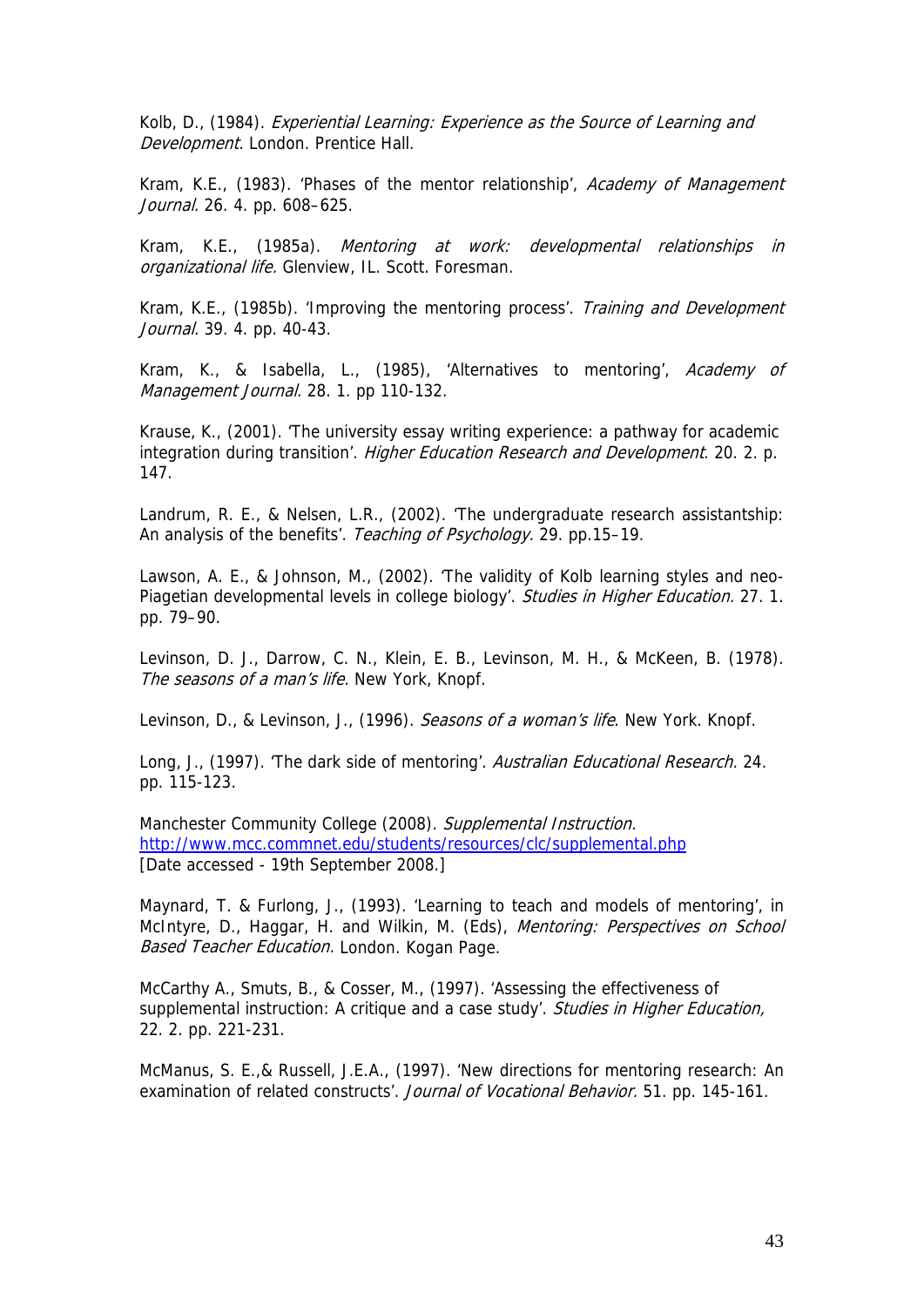Kolb, D., (1984). *Experiential Learning: Experience as the Source of Learning and Development.* London. Prentice Hall.

Kram, K.E., (1983). 'Phases of the mentor relationship', *Academy of Management Journal.* 26. 4. pp. 608–625.

Kram, K.E., (1985a). *Mentoring at work: developmental relationships in organizational life.* Glenview, IL. Scott. Foresman.

Kram, K.E., (1985b). 'Improving the mentoring process'. *Training and Development Journal.* 39. 4. pp. 40-43.

Kram, K., & Isabella, L., (1985), 'Alternatives to mentoring', *Academy of Management Journal.* 28. 1. pp 110-132.

Krause, K., (2001). 'The university essay writing experience: a pathway for academic integration during transition'. *Higher Education Research and Development*. 20. 2. p. 147.

Landrum, R. E., & Nelsen, L.R., (2002). 'The undergraduate research assistantship: An analysis of the benefits'. *Teaching of Psychology.* 29. pp.15–19.

Lawson, A. E., & Johnson, M., (2002). 'The validity of Kolb learning styles and neo-Piagetian developmental levels in college biology'. *Studies in Higher Education.* 27. 1. pp. 79–90.

Levinson, D. J., Darrow, C. N., Klein, E. B., Levinson, M. H., & McKeen, B. (1978). *The seasons of a man's life.* New York, Knopf.

Levinson, D., & Levinson, J., (1996). *Seasons of a woman's life*. New York. Knopf.

Long, J., (1997). 'The dark side of mentoring'. *Australian Educational Research.* 24. pp. 115-123.

Manchester Community College (2008). *Supplemental Instruction.* http://www.mcc.commnet.edu/students/resources/clc/supplemental.php [Date accessed - 19th September 2008.]

Maynard, T. & Furlong, J., (1993). 'Learning to teach and models of mentoring', in McIntyre, D., Haggar, H. and Wilkin, M. (Eds), *Mentoring: Perspectives on School Based Teacher Education.* London. Kogan Page.

McCarthy A., Smuts, B., & Cosser, M., (1997). 'Assessing the effectiveness of supplemental instruction: A critique and a case study'. *Studies in Higher Education,* 22. 2. pp. 221-231.

McManus, S. E.,& Russell, J.E.A., (1997). 'New directions for mentoring research: An examination of related constructs'. *Journal of Vocational Behavior.* 51. pp. 145-161.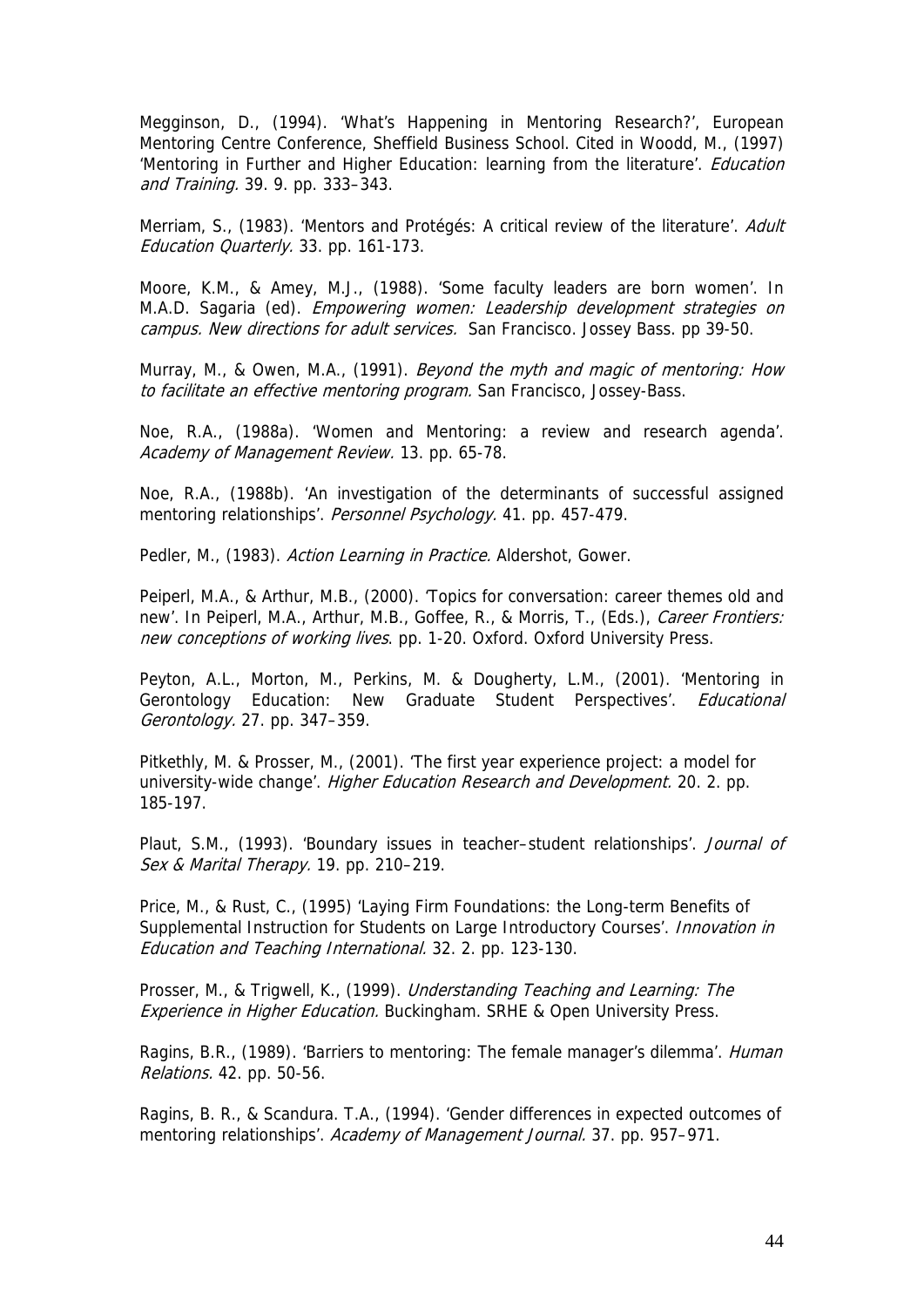Megginson, D., (1994). 'What's Happening in Mentoring Research?', European Mentoring Centre Conference, Sheffield Business School. Cited in Woodd, M., (1997) 'Mentoring in Further and Higher Education: learning from the literature'. *Education and Training.* 39. 9. pp. 333–343.

Merriam, S., (1983). 'Mentors and Protégés: A critical review of the literature'. *Adult Education Quarterly.* 33. pp. 161-173.

Moore, K.M., & Amey, M.J., (1988). 'Some faculty leaders are born women'. In M.A.D. Sagaria (ed). *Empowering women: Leadership development strategies on campus. New directions for adult services.* San Francisco. Jossey Bass. pp 39-50.

Murray, M., & Owen, M.A., (1991). *Beyond the myth and magic of mentoring: How to facilitate an effective mentoring program.* San Francisco, Jossey-Bass.

Noe, R.A., (1988a). 'Women and Mentoring: a review and research agenda'. *Academy of Management Review.* 13. pp. 65-78.

Noe, R.A., (1988b). 'An investigation of the determinants of successful assigned mentoring relationships'. *Personnel Psychology.* 41. pp. 457-479.

Pedler, M., (1983). *Action Learning in Practice.* Aldershot, Gower.

Peiperl, M.A., & Arthur, M.B., (2000). 'Topics for conversation: career themes old and new'. In Peiperl, M.A., Arthur, M.B., Goffee, R., & Morris, T., (Eds.), *Career Frontiers: new conceptions of working lives.* pp. 1-20. Oxford. Oxford University Press.

Peyton, A.L., Morton, M., Perkins, M. & Dougherty, L.M., (2001). 'Mentoring in Gerontology Education: New Graduate Student Perspectives'. *Educational Gerontology.* 27. pp. 347–359.

Pitkethly, M. & Prosser, M., (2001). 'The first year experience project: a model for university-wide change'. *Higher Education Research and Development.* 20. 2. pp. 185-197.

Plaut, S.M., (1993). 'Boundary issues in teacher–student relationships'. *Journal of Sex & Marital Therapy.* 19. pp. 210–219.

Price, M., & Rust, C., (1995) 'Laying Firm Foundations: the Long-term Benefits of Supplemental Instruction for Students on Large Introductory Courses'. *Innovation in Education and Teaching International.* 32. 2. pp. 123-130.

Prosser, M., & Trigwell, K., (1999). *Understanding Teaching and Learning: The Experience in Higher Education.* Buckingham. SRHE & Open University Press.

Ragins, B.R., (1989). 'Barriers to mentoring: The female manager's dilemma'. *Human Relations.* 42. pp. 50-56.

Ragins, B. R., & Scandura. T.A., (1994). 'Gender differences in expected outcomes of mentoring relationships'. *Academy of Management Journal.* 37. pp. 957–971.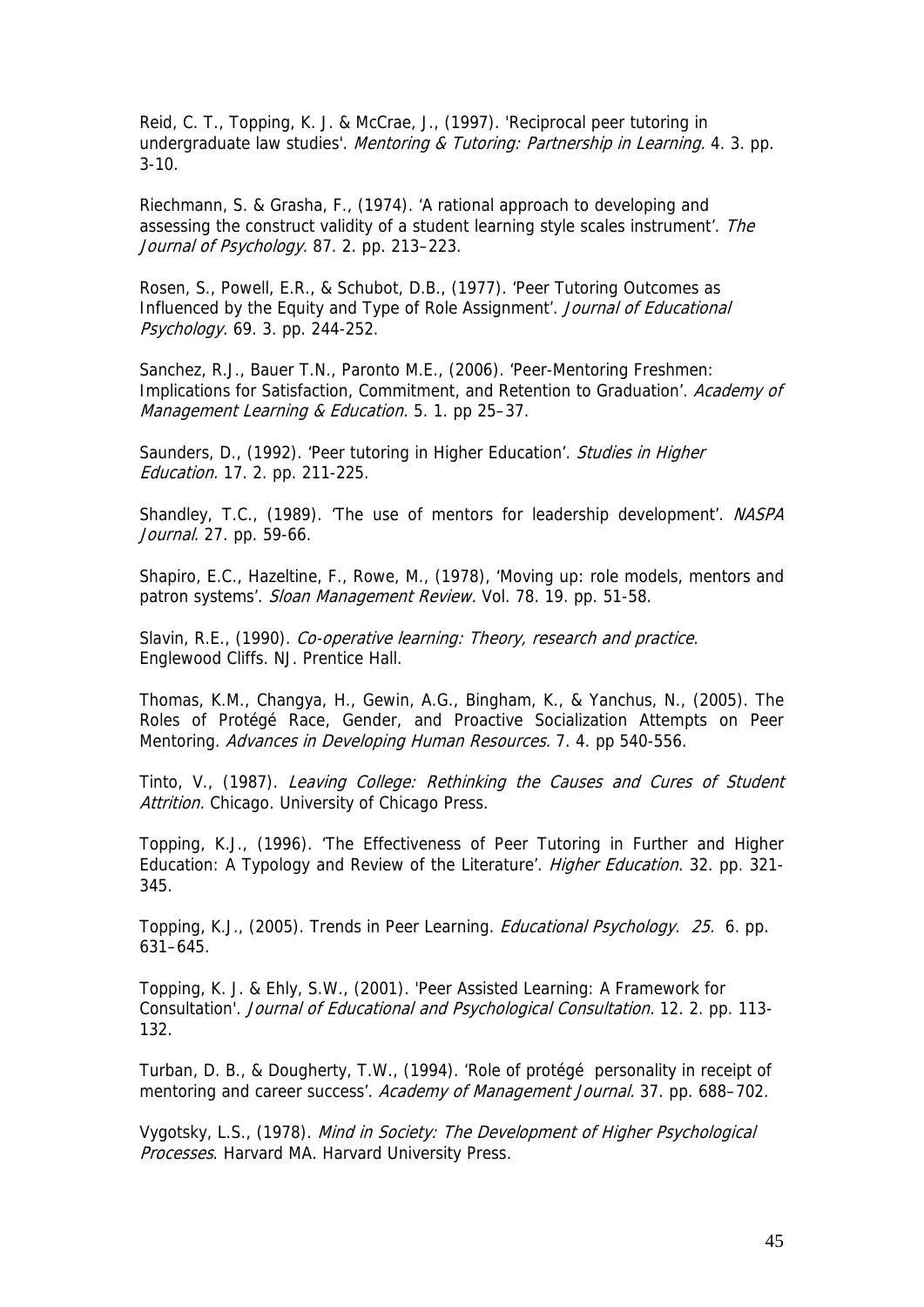Reid, C. T., Topping, K. J. & McCrae, J., (1997). 'Reciprocal peer tutoring in undergraduate law studies'. *Mentoring & Tutoring: Partnership in Learning.* 4. 3. pp. 3-10.

Riechmann, S. & Grasha, F., (1974). 'A rational approach to developing and assessing the construct validity of a student learning style scales instrument'. *The Journal of Psychology.* 87. 2. pp. 213–223.

Rosen, S., Powell, E.R., & Schubot, D.B., (1977). 'Peer Tutoring Outcomes as Influenced by the Equity and Type of Role Assignment'. *Journal of Educational Psychology.* 69. 3. pp. 244-252.

Sanchez, R.J., Bauer T.N., Paronto M.E., (2006). 'Peer-Mentoring Freshmen: Implications for Satisfaction, Commitment, and Retention to Graduation'. *Academy of Management Learning & Education.* 5. 1. pp 25–37.

Saunders, D., (1992). 'Peer tutoring in Higher Education'. *Studies in Higher Education.* 17. 2. pp. 211-225.

Shandley, T.C., (1989). 'The use of mentors for leadership development'. *NASPA Journal.* 27. pp. 59-66.

Shapiro, E.C., Hazeltine, F., Rowe, M., (1978), 'Moving up: role models, mentors and patron systems'. *Sloan Management Review.* Vol. 78. 19. pp. 51-58.

Slavin, R.E., (1990). *Co-operative learning: Theory, research and practice.* Englewood Cliffs. NJ. Prentice Hall.

Thomas, K.M., Changya, H., Gewin, A.G., Bingham, K., & Yanchus, N., (2005). The Roles of Protégé Race, Gender, and Proactive Socialization Attempts on Peer Mentoring. *Advances in Developing Human Resources.* 7. 4. pp 540-556.

Tinto, V., (1987). *Leaving College: Rethinking the Causes and Cures of Student Attrition.* Chicago. University of Chicago Press.

Topping, K.J., (1996). 'The Effectiveness of Peer Tutoring in Further and Higher Education: A Typology and Review of the Literature'. *Higher Education.* 32. pp. 321-345.

Topping, K.J., (2005). Trends in Peer Learning. *Educational Psychology. 25.* 6. pp. 631–645.

Topping, K. J. & Ehly, S.W., (2001). 'Peer Assisted Learning: A Framework for Consultation'. *Journal of Educational and Psychological Consultation.* 12. 2. pp. 113-132.

Turban, D. B., & Dougherty, T.W., (1994). 'Role of protégé personality in receipt of mentoring and career success'. *Academy of Management Journal.* 37. pp. 688–702.

Vygotsky, L.S., (1978). *Mind in Society: The Development of Higher Psychological Processes*. Harvard MA. Harvard University Press.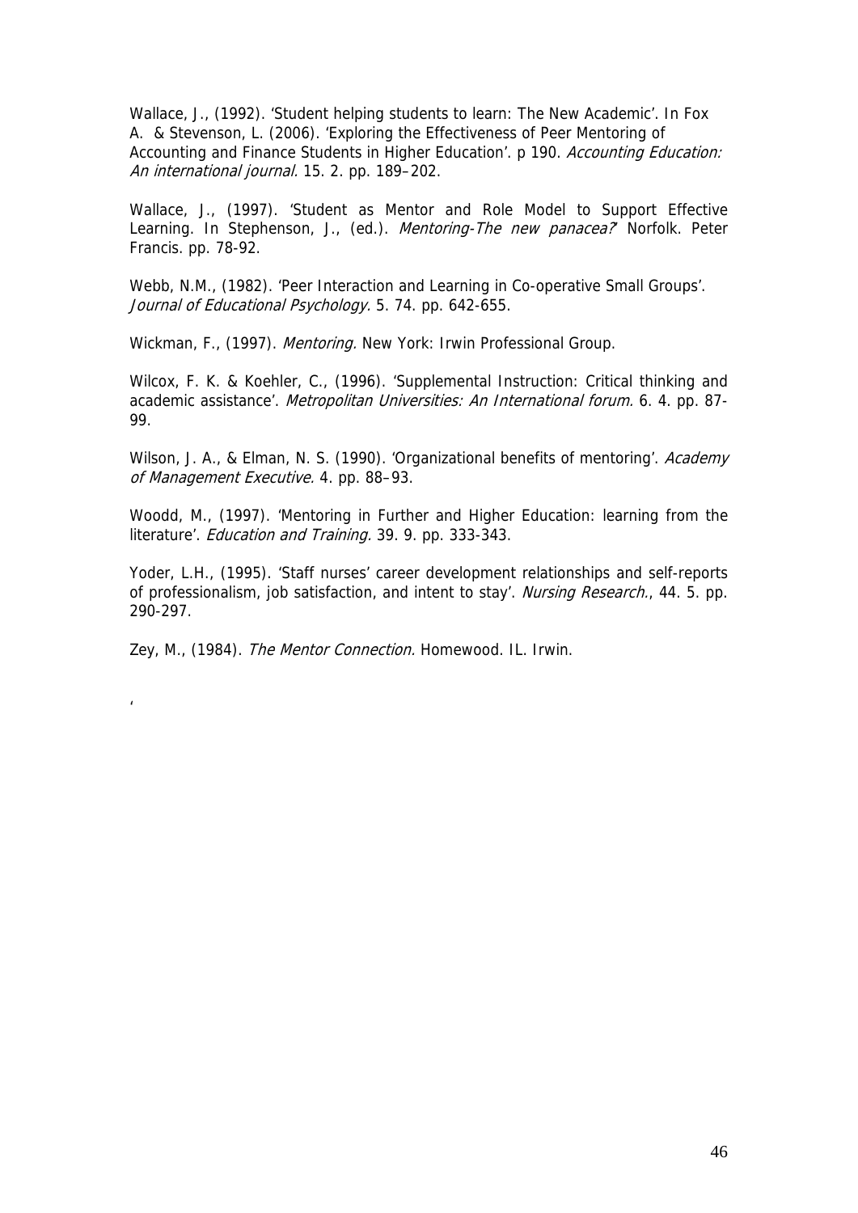Wallace, J., (1992). 'Student helping students to learn: The New Academic'. In Fox A. & Stevenson, L. (2006). 'Exploring the Effectiveness of Peer Mentoring of Accounting and Finance Students in Higher Education'. p 190. *Accounting Education: An international journal.* 15. 2. pp. 189–202.

Wallace, J., (1997). 'Student as Mentor and Role Model to Support Effective Learning. In Stephenson, J., (ed.). *Mentoring-The new panacea?*' Norfolk. Peter Francis. pp. 78-92.

Webb, N.M., (1982). 'Peer Interaction and Learning in Co-operative Small Groups'. *Journal of Educational Psychology.* 5. 74. pp. 642-655.

Wickman, F., (1997). *Mentoring.* New York: Irwin Professional Group.

Wilcox, F. K. & Koehler, C., (1996). 'Supplemental Instruction: Critical thinking and academic assistance'. *Metropolitan Universities: An International forum.* 6. 4. pp. 87-99.

Wilson, J. A., & Elman, N. S. (1990). 'Organizational benefits of mentoring'. *Academy of Management Executive.* 4. pp. 88–93.

Woodd, M., (1997). 'Mentoring in Further and Higher Education: learning from the literature'. *Education and Training.* 39. 9. pp. 333-343.

Yoder, L.H., (1995). 'Staff nurses' career development relationships and self-reports of professionalism, job satisfaction, and intent to stay'. *Nursing Research.*, 44. 5. pp. 290-297.

Zey, M., (1984). *The Mentor Connection.* Homewood. IL. Irwin.

'